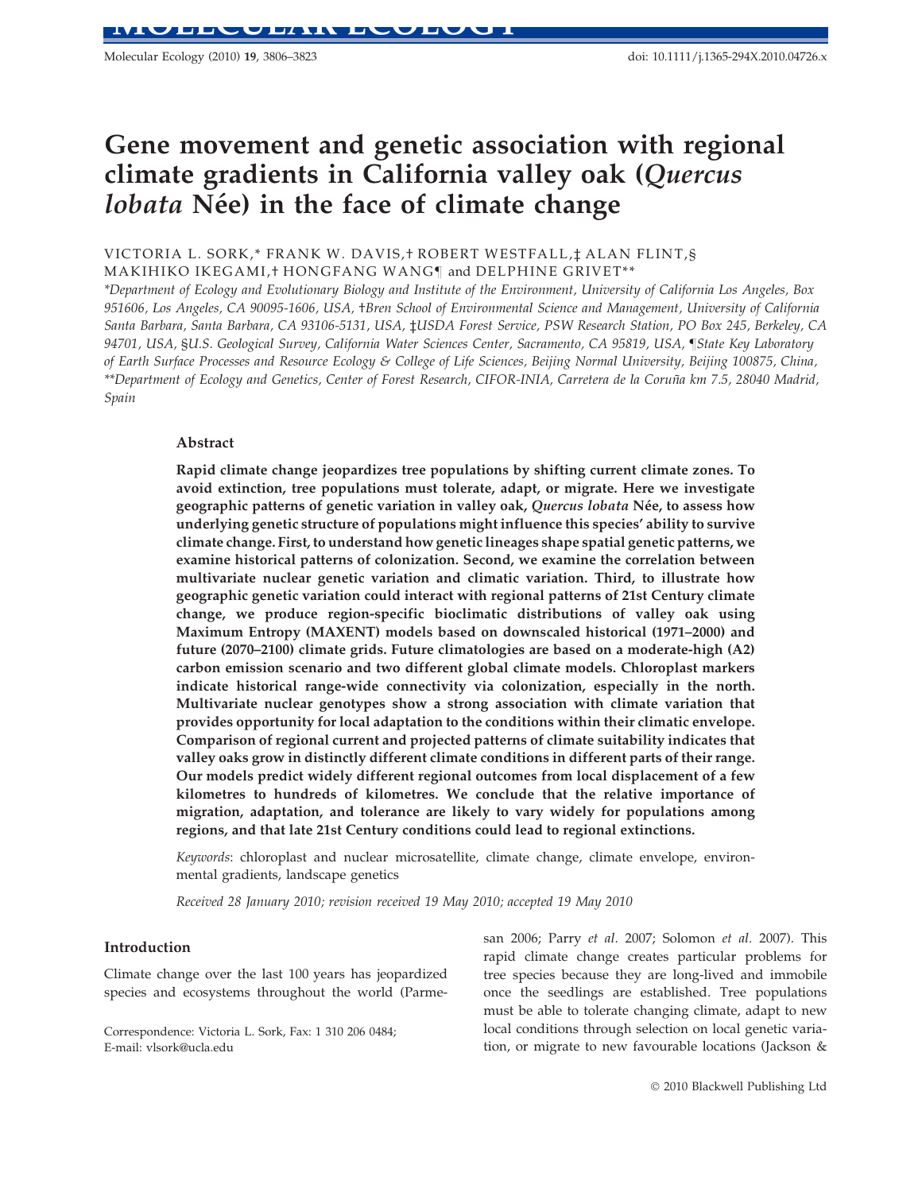# Gene movement and genetic association with regional climate gradients in California valley oak (*Quercus lobata* Née) in the face of climate change

VICTORIA L. SORK,* FRANK W. DAVIS,† ROBERT WESTFALL,‡ ALAN FLINT,§ MAKIHIKO IKEGAMI,† HONGFANG WANG¶ and DELPHINE GRIVET**

*Department of Ecology and Evolutionary Biology and Institute of the Environment, University of California Los Angeles, Box 951606, Los Angeles, CA 90095-1606, USA, †Bren School of Environmental Science and Management, University of California Santa Barbara, Santa Barbara, CA 93106-5131, USA, ‡USDA Forest Service, PSW Research Station, PO Box 245, Berkeley, CA 94701, USA, §U.S. Geological Survey, California Water Sciences Center, Sacramento, CA 95819, USA, ¶State Key Laboratory of Earth Surface Processes and Resource Ecology & College of Life Sciences, Beijing Normal University, Beijing 100875, China, **Department of Ecology and Genetics, Center of Forest Research, CIFOR-INIA, Carretera de la Coruña km 7.5, 28040 Madrid, Spain*

## Abstract

**Rapid climate change jeopardizes tree populations by shifting current climate zones. To avoid extinction, tree populations must tolerate, adapt, or migrate. Here we investigate geographic patterns of genetic variation in valley oak, *Quercus lobata* Née, to assess how underlying genetic structure of populations might influence this species' ability to survive climate change. First, to understand how genetic lineages shape spatial genetic patterns, we examine historical patterns of colonization. Second, we examine the correlation between multivariate nuclear genetic variation and climatic variation. Third, to illustrate how geographic genetic variation could interact with regional patterns of 21st Century climate change, we produce region-specific bioclimatic distributions of valley oak using Maximum Entropy (MAXENT) models based on downscaled historical (1971–2000) and future (2070–2100) climate grids. Future climatologies are based on a moderate-high (A2) carbon emission scenario and two different global climate models. Chloroplast markers indicate historical range-wide connectivity via colonization, especially in the north. Multivariate nuclear genotypes show a strong association with climate variation that provides opportunity for local adaptation to the conditions within their climatic envelope. Comparison of regional current and projected patterns of climate suitability indicates that valley oaks grow in distinctly different climate conditions in different parts of their range. Our models predict widely different regional outcomes from local displacement of a few kilometres to hundreds of kilometres. We conclude that the relative importance of migration, adaptation, and tolerance are likely to vary widely for populations among regions, and that late 21st Century conditions could lead to regional extinctions.**

*Keywords*: chloroplast and nuclear microsatellite, climate change, climate envelope, environmental gradients, landscape genetics

*Received 28 January 2010; revision received 19 May 2010; accepted 19 May 2010*

## Introduction

Climate change over the last 100 years has jeopardized species and ecosystems throughout the world (Parmesan 2006; Parry *et al.* 2007; Solomon *et al.* 2007). This rapid climate change creates particular problems for tree species because they are long-lived and immobile once the seedlings are established. Tree populations must be able to tolerate changing climate, adapt to new local conditions through selection on local genetic variation, or migrate to new favourable locations (Jackson &

Correspondence: Victoria L. Sork, Fax: 1 310 206 0484; E-mail: vlsork@ucla.edu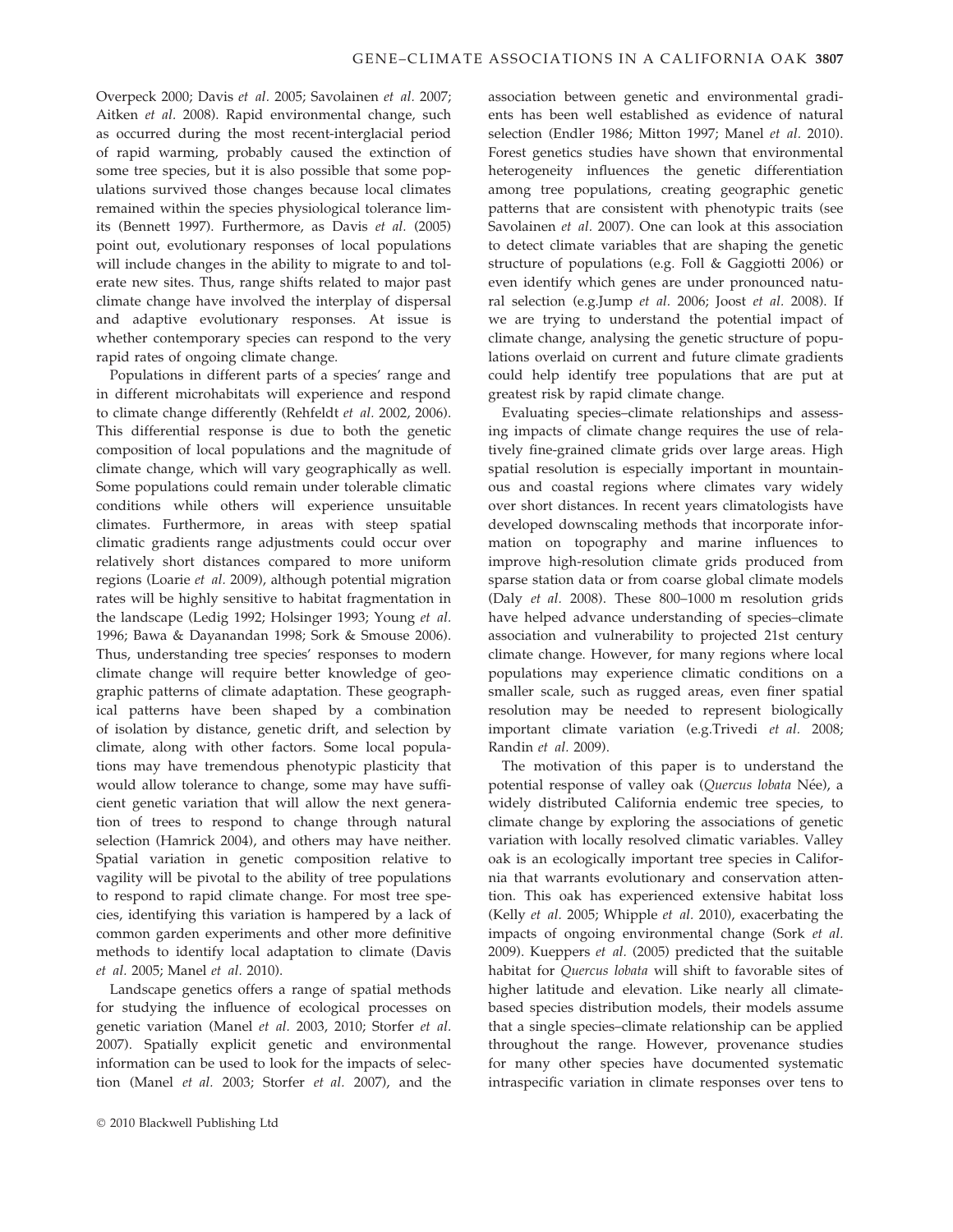Overpeck 2000; Davis *et al.* 2005; Savolainen *et al.* 2007; Aitken *et al.* 2008). Rapid environmental change, such as occurred during the most recent-interglacial period of rapid warming, probably caused the extinction of some tree species, but it is also possible that some populations survived those changes because local climates remained within the species physiological tolerance limits (Bennett 1997). Furthermore, as Davis *et al.* (2005) point out, evolutionary responses of local populations will include changes in the ability to migrate to and tolerate new sites. Thus, range shifts related to major past climate change have involved the interplay of dispersal and adaptive evolutionary responses. At issue is whether contemporary species can respond to the very rapid rates of ongoing climate change.

Populations in different parts of a species' range and in different microhabitats will experience and respond to climate change differently (Rehfeldt *et al.* 2002, 2006). This differential response is due to both the genetic composition of local populations and the magnitude of climate change, which will vary geographically as well. Some populations could remain under tolerable climatic conditions while others will experience unsuitable climates. Furthermore, in areas with steep spatial climatic gradients range adjustments could occur over relatively short distances compared to more uniform regions (Loarie *et al.* 2009), although potential migration rates will be highly sensitive to habitat fragmentation in the landscape (Ledig 1992; Holsinger 1993; Young *et al.* 1996; Bawa & Dayanandan 1998; Sork & Smouse 2006). Thus, understanding tree species' responses to modern climate change will require better knowledge of geographic patterns of climate adaptation. These geographical patterns have been shaped by a combination of isolation by distance, genetic drift, and selection by climate, along with other factors. Some local populations may have tremendous phenotypic plasticity that would allow tolerance to change, some may have sufficient genetic variation that will allow the next generation of trees to respond to change through natural selection (Hamrick 2004), and others may have neither. Spatial variation in genetic composition relative to vagility will be pivotal to the ability of tree populations to respond to rapid climate change. For most tree species, identifying this variation is hampered by a lack of common garden experiments and other more definitive methods to identify local adaptation to climate (Davis *et al.* 2005; Manel *et al.* 2010).

Landscape genetics offers a range of spatial methods for studying the influence of ecological processes on genetic variation (Manel *et al.* 2003, 2010; Storfer *et al.* 2007). Spatially explicit genetic and environmental information can be used to look for the impacts of selection (Manel *et al.* 2003; Storfer *et al.* 2007), and the association between genetic and environmental gradients has been well established as evidence of natural selection (Endler 1986; Mitton 1997; Manel *et al.* 2010). Forest genetics studies have shown that environmental heterogeneity influences the genetic differentiation among tree populations, creating geographic genetic patterns that are consistent with phenotypic traits (see Savolainen *et al.* 2007). One can look at this association to detect climate variables that are shaping the genetic structure of populations (e.g. Foll & Gaggiotti 2006) or even identify which genes are under pronounced natural selection (e.g.Jump *et al.* 2006; Joost *et al.* 2008). If we are trying to understand the potential impact of climate change, analysing the genetic structure of populations overlaid on current and future climate gradients could help identify tree populations that are put at greatest risk by rapid climate change.

Evaluating species–climate relationships and assessing impacts of climate change requires the use of relatively fine-grained climate grids over large areas. High spatial resolution is especially important in mountainous and coastal regions where climates vary widely over short distances. In recent years climatologists have developed downscaling methods that incorporate information on topography and marine influences to improve high-resolution climate grids produced from sparse station data or from coarse global climate models (Daly *et al.* 2008). These 800–1000 m resolution grids have helped advance understanding of species–climate association and vulnerability to projected 21st century climate change. However, for many regions where local populations may experience climatic conditions on a smaller scale, such as rugged areas, even finer spatial resolution may be needed to represent biologically important climate variation (e.g.Trivedi *et al.* 2008; Randin *et al.* 2009).

The motivation of this paper is to understand the potential response of valley oak (*Quercus lobata* Née), a widely distributed California endemic tree species, to climate change by exploring the associations of genetic variation with locally resolved climatic variables. Valley oak is an ecologically important tree species in California that warrants evolutionary and conservation attention. This oak has experienced extensive habitat loss (Kelly *et al.* 2005; Whipple *et al.* 2010), exacerbating the impacts of ongoing environmental change (Sork *et al.* 2009). Kueppers *et al.* (2005) predicted that the suitable habitat for *Quercus lobata* will shift to favorable sites of higher latitude and elevation. Like nearly all climate-based species distribution models, their models assume that a single species–climate relationship can be applied throughout the range. However, provenance studies for many other species have documented systematic intraspecific variation in climate responses over tens to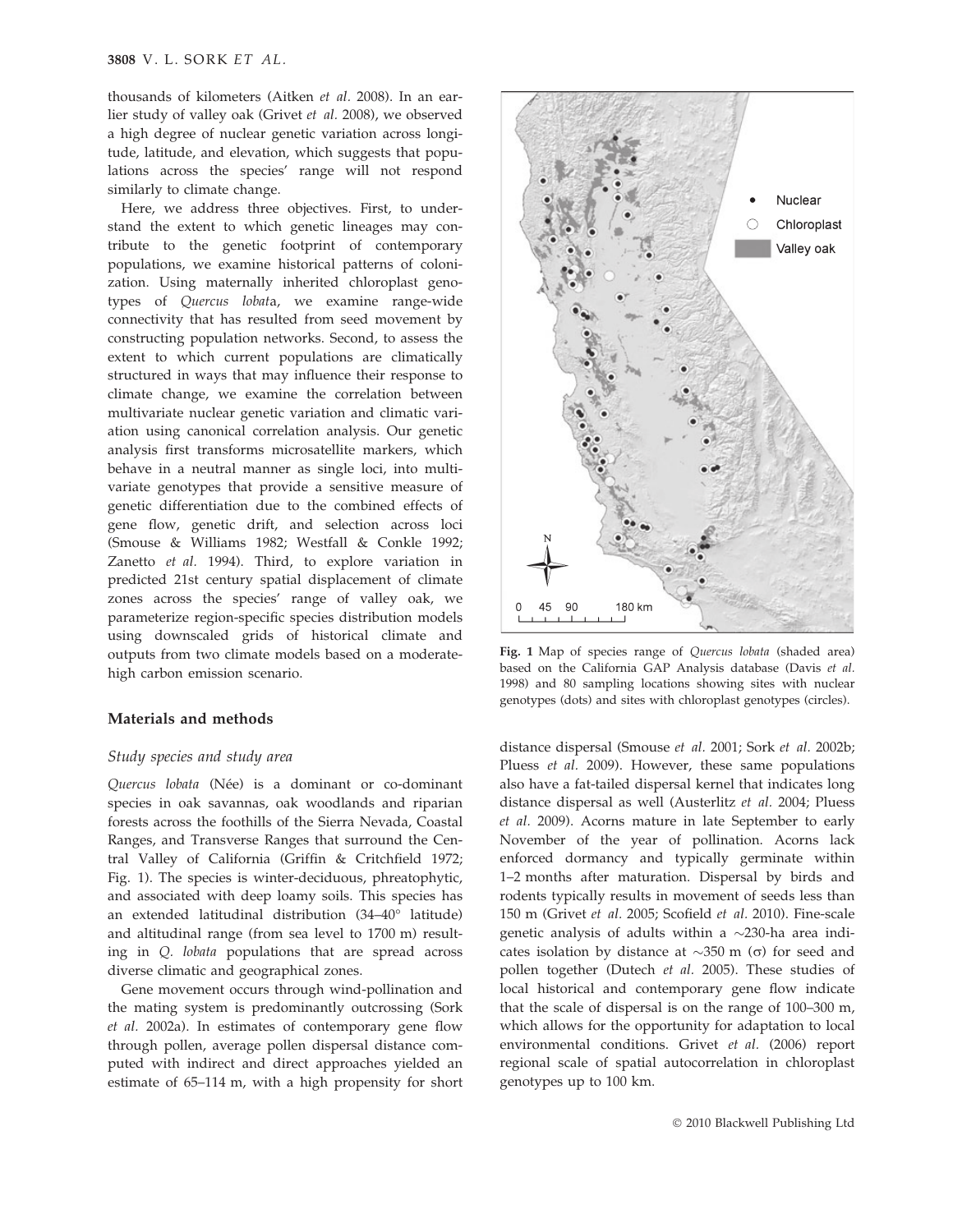thousands of kilometers (Aitken *et al*. 2008). In an earlier study of valley oak (Grivet *et al*. 2008), we observed a high degree of nuclear genetic variation across longitude, latitude, and elevation, which suggests that populations across the species' range will not respond similarly to climate change.

Here, we address three objectives. First, to understand the extent to which genetic lineages may contribute to the genetic footprint of contemporary populations, we examine historical patterns of colonization. Using maternally inherited chloroplast genotypes of *Quercus lobata*, we examine range-wide connectivity that has resulted from seed movement by constructing population networks. Second, to assess the extent to which current populations are climatically structured in ways that may influence their response to climate change, we examine the correlation between multivariate nuclear genetic variation and climatic variation using canonical correlation analysis. Our genetic analysis first transforms microsatellite markers, which behave in a neutral manner as single loci, into multivariate genotypes that provide a sensitive measure of genetic differentiation due to the combined effects of gene flow, genetic drift, and selection across loci (Smouse & Williams 1982; Westfall & Conkle 1992; Zanetto *et al*. 1994). Third, to explore variation in predicted 21st century spatial displacement of climate zones across the species' range of valley oak, we parameterize region-specific species distribution models using downscaled grids of historical climate and outputs from two climate models based on a moderate-high carbon emission scenario.

**Fig. 1** Map of species range of *Quercus lobata* (shaded area) based on the California GAP Analysis database (Davis *et al*. 1998) and 80 sampling locations showing sites with nuclear genotypes (dots) and sites with chloroplast genotypes (circles).

## Materials and methods

### Study species and study area

*Quercus lobata* (Née) is a dominant or co-dominant species in oak savannas, oak woodlands and riparian forests across the foothills of the Sierra Nevada, Coastal Ranges, and Transverse Ranges that surround the Central Valley of California (Griffin & Critchfield 1972; Fig. 1). The species is winter-deciduous, phreatophytic, and associated with deep loamy soils. This species has an extended latitudinal distribution (34–40° latitude) and altitudinal range (from sea level to 1700 m) resulting in *Q. lobata* populations that are spread across diverse climatic and geographical zones.

Gene movement occurs through wind-pollination and the mating system is predominantly outcrossing (Sork *et al*. 2002a). In estimates of contemporary gene flow through pollen, average pollen dispersal distance computed with indirect and direct approaches yielded an estimate of 65–114 m, with a high propensity for short distance dispersal (Smouse *et al*. 2001; Sork *et al*. 2002b; Pluess *et al*. 2009). However, these same populations also have a fat-tailed dispersal kernel that indicates long distance dispersal as well (Austerlitz *et al*. 2004; Pluess *et al*. 2009). Acorns mature in late September to early November of the year of pollination. Acorns lack enforced dormancy and typically germinate within 1–2 months after maturation. Dispersal by birds and rodents typically results in movement of seeds less than 150 m (Grivet *et al*. 2005; Scofield *et al*. 2010). Fine-scale genetic analysis of adults within a ~230-ha area indicates isolation by distance at ~350 m ($\sigma$) for seed and pollen together (Dutech *et al*. 2005). These studies of local historical and contemporary gene flow indicate that the scale of dispersal is on the range of 100–300 m, which allows for the opportunity for adaptation to local environmental conditions. Grivet *et al*. (2006) report regional scale of spatial autocorrelation in chloroplast genotypes up to 100 km.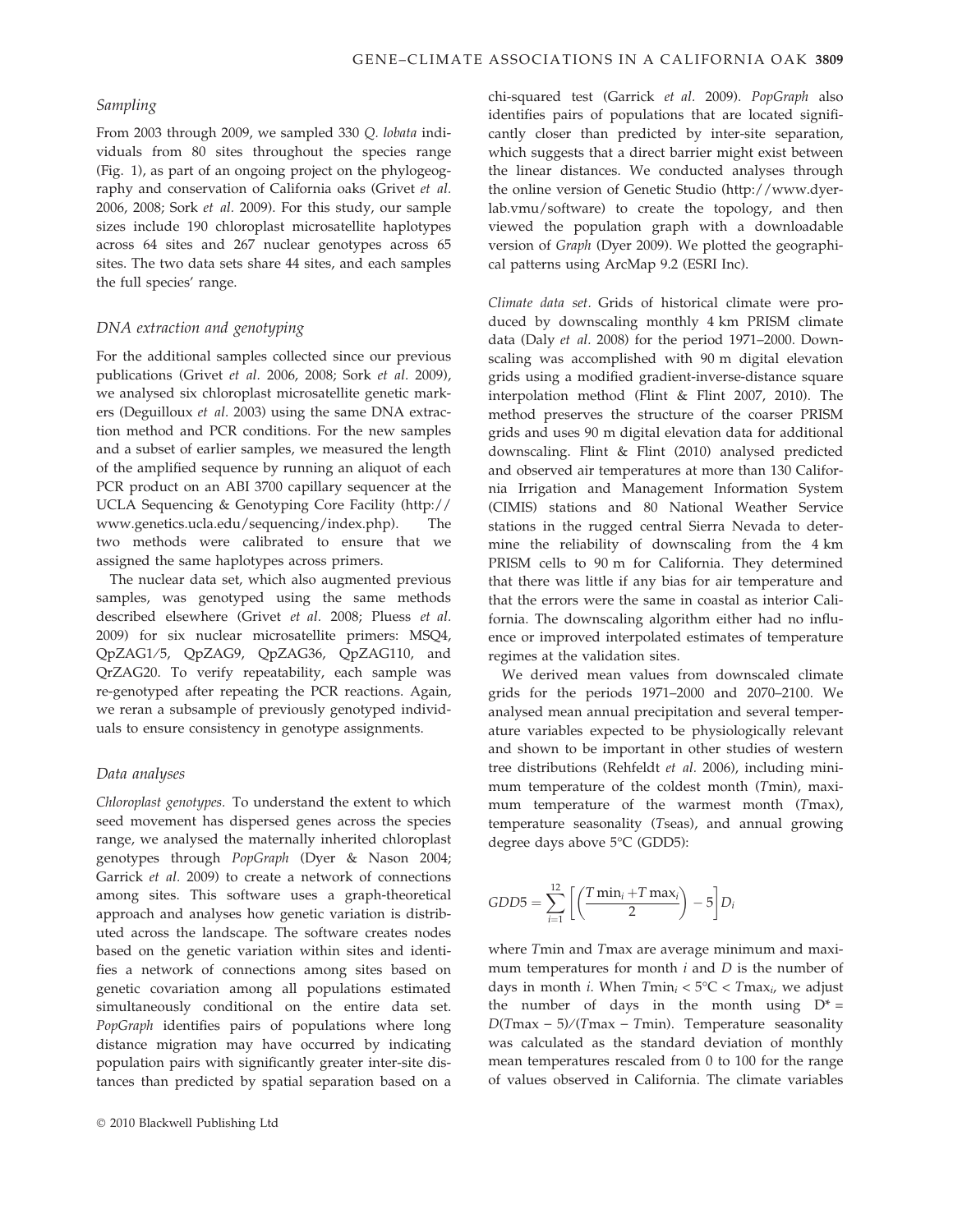### Sampling

From 2003 through 2009, we sampled 330 *Q. lobata* individuals from 80 sites throughout the species range (Fig. 1), as part of an ongoing project on the phylogeography and conservation of California oaks (Grivet *et al.* 2006, 2008; Sork *et al.* 2009). For this study, our sample sizes include 190 chloroplast microsatellite haplotypes across 64 sites and 267 nuclear genotypes across 65 sites. The two data sets share 44 sites, and each samples the full species' range.

### DNA extraction and genotyping

For the additional samples collected since our previous publications (Grivet *et al.* 2006, 2008; Sork *et al.* 2009), we analysed six chloroplast microsatellite genetic markers (Deguilloux *et al.* 2003) using the same DNA extraction method and PCR conditions. For the new samples and a subset of earlier samples, we measured the length of the amplified sequence by running an aliquot of each PCR product on an ABI 3700 capillary sequencer at the UCLA Sequencing & Genotyping Core Facility (http://www.genetics.ucla.edu/sequencing/index.php). The two methods were calibrated to ensure that we assigned the same haplotypes across primers.

The nuclear data set, which also augmented previous samples, was genotyped using the same methods described elsewhere (Grivet *et al.* 2008; Pluess *et al.* 2009) for six nuclear microsatellite primers: MSQ4, QpZAG1/5, QpZAG9, QpZAG36, QpZAG110, and QrZAG20. To verify repeatability, each sample was re-genotyped after repeating the PCR reactions. Again, we reran a subsample of previously genotyped individuals to ensure consistency in genotype assignments.

### Data analyses

*Chloroplast genotypes.* To understand the extent to which seed movement has dispersed genes across the species range, we analysed the maternally inherited chloroplast genotypes through *PopGraph* (Dyer & Nason 2004; Garrick *et al.* 2009) to create a network of connections among sites. This software uses a graph-theoretical approach and analyses how genetic variation is distributed across the landscape. The software creates nodes based on the genetic variation within sites and identifies a network of connections among sites based on genetic covariation among all populations estimated simultaneously conditional on the entire data set. *PopGraph* identifies pairs of populations where long distance migration may have occurred by indicating population pairs with significantly greater inter-site distances than predicted by spatial separation based on a chi-squared test (Garrick *et al.* 2009). *PopGraph* also identifies pairs of populations that are located significantly closer than predicted by inter-site separation, which suggests that a direct barrier might exist between the linear distances. We conducted analyses through the online version of Genetic Studio (http://www.dyerlab.vmu/software) to create the topology, and then viewed the population graph with a downloadable version of *Graph* (Dyer 2009). We plotted the geographical patterns using ArcMap 9.2 (ESRI Inc).

*Climate data set.* Grids of historical climate were produced by downscaling monthly 4 km PRISM climate data (Daly *et al.* 2008) for the period 1971–2000. Downscaling was accomplished with 90 m digital elevation grids using a modified gradient-inverse-distance square interpolation method (Flint & Flint 2007, 2010). The method preserves the structure of the coarser PRISM grids and uses 90 m digital elevation data for additional downscaling. Flint & Flint (2010) analysed predicted and observed air temperatures at more than 130 California Irrigation and Management Information System (CIMIS) stations and 80 National Weather Service stations in the rugged central Sierra Nevada to determine the reliability of downscaling from the 4 km PRISM cells to 90 m for California. They determined that there was little if any bias for air temperature and that the errors were the same in coastal as interior California. The downscaling algorithm either had no influence or improved interpolated estimates of temperature regimes at the validation sites.

We derived mean values from downscaled climate grids for the periods 1971–2000 and 2070–2100. We analysed mean annual precipitation and several temperature variables expected to be physiologically relevant and shown to be important in other studies of western tree distributions (Rehfeldt *et al.* 2006), including minimum temperature of the coldest month (*T*min), maximum temperature of the warmest month (*T*max), temperature seasonality (*T*seas), and annual growing degree days above 5°C (GDD5):

$$GDD5 = \sum_{i=1}^{12}\left[\left(\frac{T\min_i + T\max_i}{2}\right) - 5\right]D_i$$

where *T*min and *T*max are average minimum and maximum temperatures for month *i* and *D* is the number of days in month *i*. When $T\min_i < 5°C < T\max_i$, we adjust the number of days in the month using $D^* = D(T\max - 5)/(T\max - T\min)$. Temperature seasonality was calculated as the standard deviation of monthly mean temperatures rescaled from 0 to 100 for the range of values observed in California. The climate variables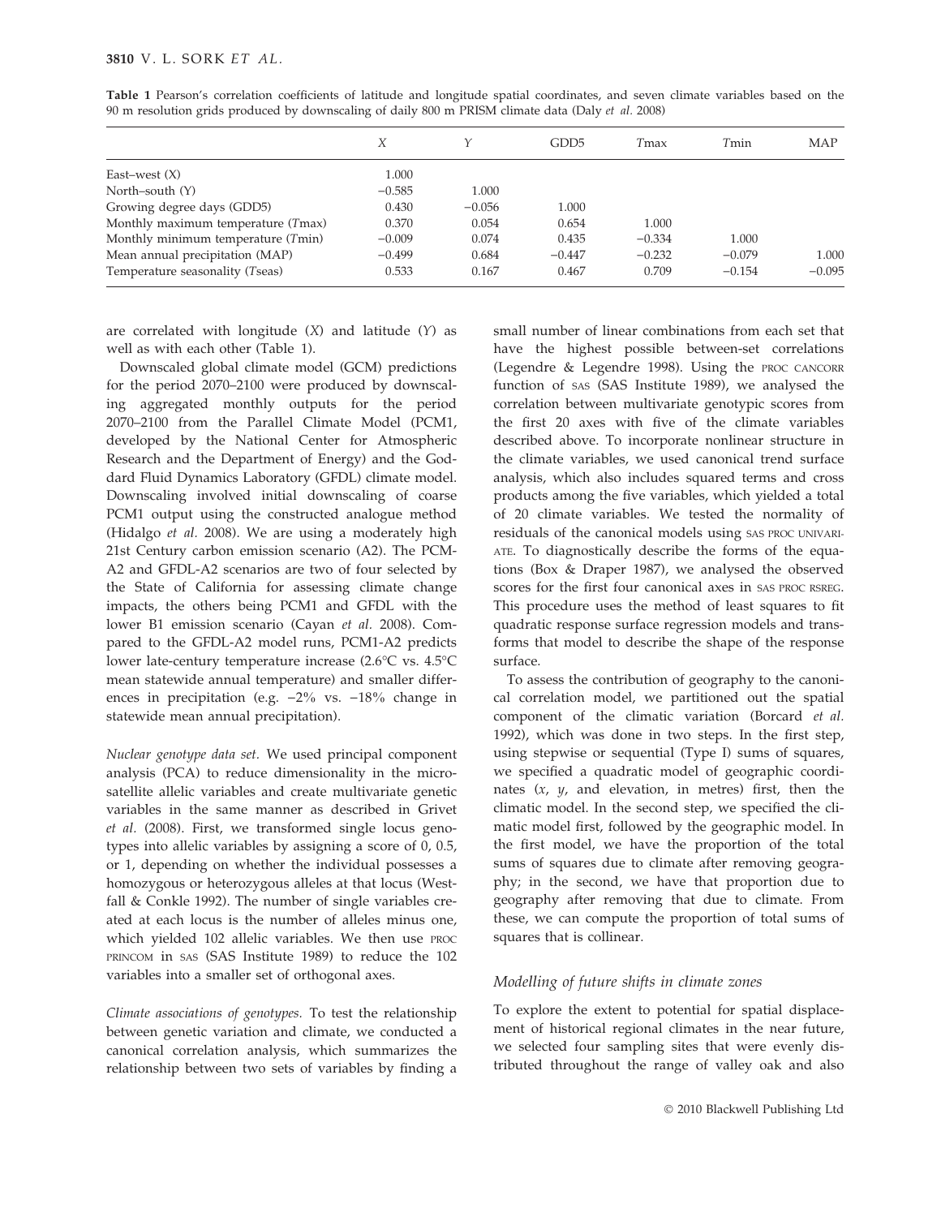**Table 1** Pearson's correlation coefficients of latitude and longitude spatial coordinates, and seven climate variables based on the 90 m resolution grids produced by downscaling of daily 800 m PRISM climate data (Daly *et al.* 2008)

| | *X* | *Y* | GDD5 | *T*max | *T*min | MAP |
|---|---|---|---|---|---|---|
| East–west (X) | 1.000 | | | | | |
| North–south (Y) | −0.585 | 1.000 | | | | |
| Growing degree days (GDD5) | 0.430 | −0.056 | 1.000 | | | |
| Monthly maximum temperature (*T*max) | 0.370 | 0.054 | 0.654 | 1.000 | | |
| Monthly minimum temperature (*T*min) | −0.009 | 0.074 | 0.435 | −0.334 | 1.000 | |
| Mean annual precipitation (MAP) | −0.499 | 0.684 | −0.447 | −0.232 | −0.079 | 1.000 |
| Temperature seasonality (*T*seas) | 0.533 | 0.167 | 0.467 | 0.709 | −0.154 | −0.095 |

are correlated with longitude (*X*) and latitude (*Y*) as well as with each other (Table 1).

Downscaled global climate model (GCM) predictions for the period 2070–2100 were produced by downscaling aggregated monthly outputs for the period 2070–2100 from the Parallel Climate Model (PCM1, developed by the National Center for Atmospheric Research and the Department of Energy) and the Goddard Fluid Dynamics Laboratory (GFDL) climate model. Downscaling involved initial downscaling of coarse PCM1 output using the constructed analogue method (Hidalgo *et al.* 2008). We are using a moderately high 21st Century carbon emission scenario (A2). The PCM-A2 and GFDL-A2 scenarios are two of four selected by the State of California for assessing climate change impacts, the others being PCM1 and GFDL with the lower B1 emission scenario (Cayan *et al.* 2008). Compared to the GFDL-A2 model runs, PCM1-A2 predicts lower late-century temperature increase (2.6°C vs. 4.5°C mean statewide annual temperature) and smaller differences in precipitation (e.g. −2% vs. −18% change in statewide mean annual precipitation).

*Nuclear genotype data set.* We used principal component analysis (PCA) to reduce dimensionality in the microsatellite allelic variables and create multivariate genetic variables in the same manner as described in Grivet *et al.* (2008). First, we transformed single locus genotypes into allelic variables by assigning a score of 0, 0.5, or 1, depending on whether the individual possesses a homozygous or heterozygous alleles at that locus (Westfall & Conkle 1992). The number of single variables created at each locus is the number of alleles minus one, which yielded 102 allelic variables. We then use PROC PRINCOM in SAS (SAS Institute 1989) to reduce the 102 variables into a smaller set of orthogonal axes.

*Climate associations of genotypes.* To test the relationship between genetic variation and climate, we conducted a canonical correlation analysis, which summarizes the relationship between two sets of variables by finding a small number of linear combinations from each set that have the highest possible between-set correlations (Legendre & Legendre 1998). Using the PROC CANCORR function of SAS (SAS Institute 1989), we analysed the correlation between multivariate genotypic scores from the first 20 axes with five of the climate variables described above. To incorporate nonlinear structure in the climate variables, we used canonical trend surface analysis, which also includes squared terms and cross products among the five variables, which yielded a total of 20 climate variables. We tested the normality of residuals of the canonical models using SAS PROC UNIVARIATE. To diagnostically describe the forms of the equations (Box & Draper 1987), we analysed the observed scores for the first four canonical axes in SAS PROC RSREG. This procedure uses the method of least squares to fit quadratic response surface regression models and transforms that model to describe the shape of the response surface.

To assess the contribution of geography to the canonical correlation model, we partitioned out the spatial component of the climatic variation (Borcard *et al.* 1992), which was done in two steps. In the first step, using stepwise or sequential (Type I) sums of squares, we specified a quadratic model of geographic coordinates ($x$, $y$, and elevation, in metres) first, then the climatic model. In the second step, we specified the climatic model first, followed by the geographic model. In the first model, we have the proportion of the total sums of squares due to climate after removing geography; in the second, we have that proportion due to geography after removing that due to climate. From these, we can compute the proportion of total sums of squares that is collinear.

### *Modelling of future shifts in climate zones*

To explore the extent to potential for spatial displacement of historical regional climates in the near future, we selected four sampling sites that were evenly distributed throughout the range of valley oak and also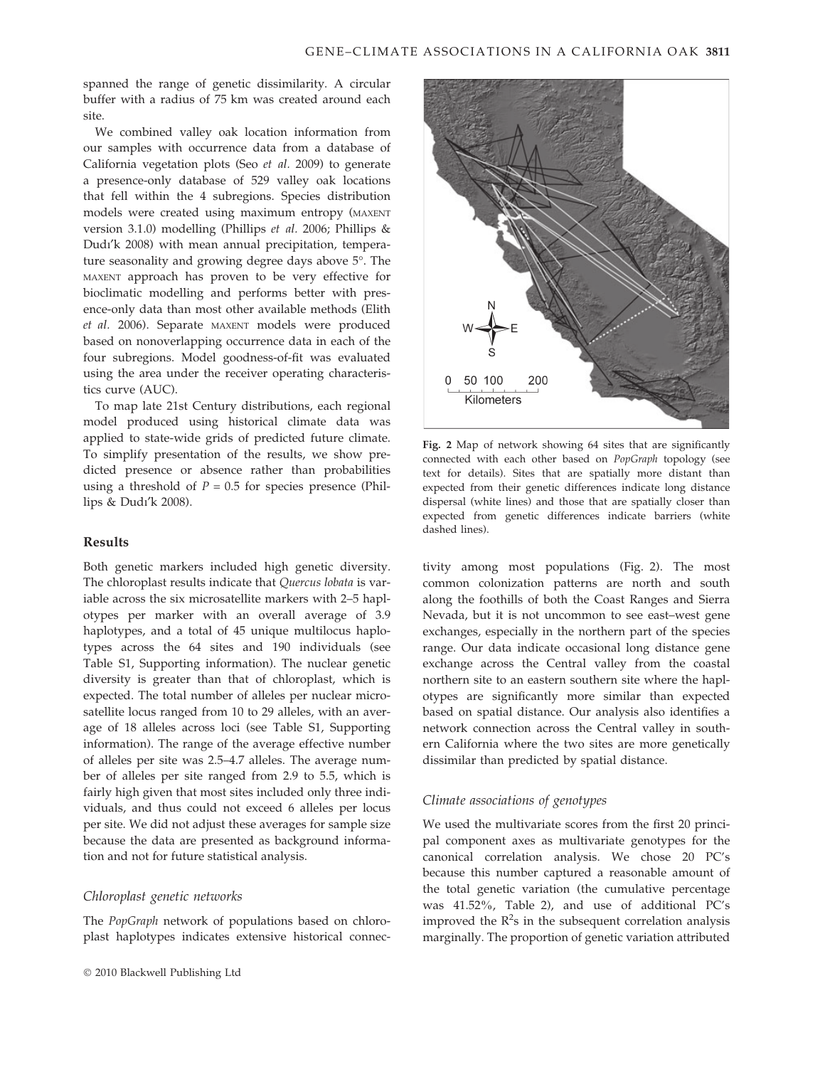spanned the range of genetic dissimilarity. A circular buffer with a radius of 75 km was created around each site.

We combined valley oak location information from our samples with occurrence data from a database of California vegetation plots (Seo *et al.* 2009) to generate a presence-only database of 529 valley oak locations that fell within the 4 subregions. Species distribution models were created using maximum entropy (MAXENT version 3.1.0) modelling (Phillips *et al.* 2006; Phillips & Dudı'k 2008) with mean annual precipitation, temperature seasonality and growing degree days above 5°. The MAXENT approach has proven to be very effective for bioclimatic modelling and performs better with presence-only data than most other available methods (Elith *et al.* 2006). Separate MAXENT models were produced based on nonoverlapping occurrence data in each of the four subregions. Model goodness-of-fit was evaluated using the area under the receiver operating characteristics curve (AUC).

To map late 21st Century distributions, each regional model produced using historical climate data was applied to state-wide grids of predicted future climate. To simplify presentation of the results, we show predicted presence or absence rather than probabilities using a threshold of $P = 0.5$ for species presence (Phillips & Dudı'k 2008).

## Results

Both genetic markers included high genetic diversity. The chloroplast results indicate that *Quercus lobata* is variable across the six microsatellite markers with 2–5 haplotypes per marker with an overall average of 3.9 haplotypes, and a total of 45 unique multilocus haplotypes across the 64 sites and 190 individuals (see Table S1, Supporting information). The nuclear genetic diversity is greater than that of chloroplast, which is expected. The total number of alleles per nuclear microsatellite locus ranged from 10 to 29 alleles, with an average of 18 alleles across loci (see Table S1, Supporting information). The range of the average effective number of alleles per site was 2.5–4.7 alleles. The average number of alleles per site ranged from 2.9 to 5.5, which is fairly high given that most sites included only three individuals, and thus could not exceed 6 alleles per locus per site. We did not adjust these averages for sample size because the data are presented as background information and not for future statistical analysis.

### Chloroplast genetic networks

The *PopGraph* network of populations based on chloroplast haplotypes indicates extensive historical connectivity among most populations (Fig. 2). The most common colonization patterns are north and south along the foothills of both the Coast Ranges and Sierra Nevada, but it is not uncommon to see east–west gene exchanges, especially in the northern part of the species range. Our data indicate occasional long distance gene exchange across the Central valley from the coastal northern site to an eastern southern site where the haplotypes are significantly more similar than expected based on spatial distance. Our analysis also identifies a network connection across the Central valley in southern California where the two sites are more genetically dissimilar than predicted by spatial distance.

**Fig. 2** Map of network showing 64 sites that are significantly connected with each other based on *PopGraph* topology (see text for details). Sites that are spatially more distant than expected from their genetic differences indicate long distance dispersal (white lines) and those that are spatially closer than expected from genetic differences indicate barriers (white dashed lines).

### Climate associations of genotypes

We used the multivariate scores from the first 20 principal component axes as multivariate genotypes for the canonical correlation analysis. We chose 20 PC's because this number captured a reasonable amount of the total genetic variation (the cumulative percentage was 41.52%, Table 2), and use of additional PC's improved the $R^2$s in the subsequent correlation analysis marginally. The proportion of genetic variation attributed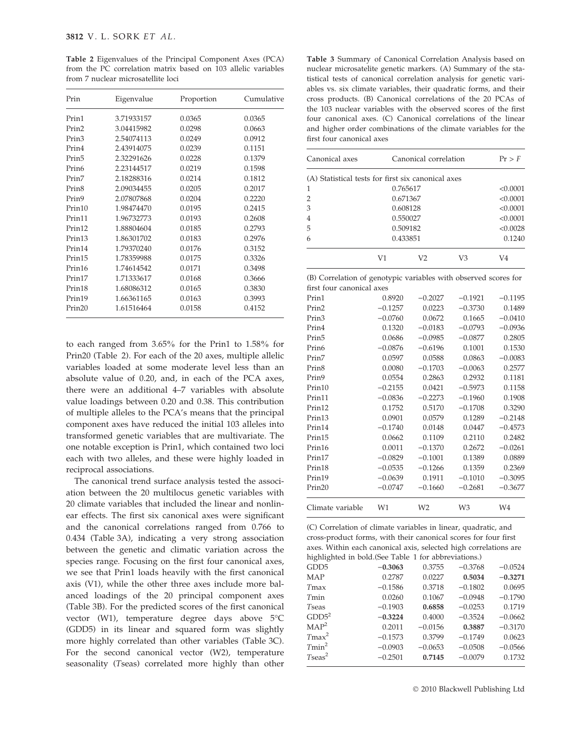**Table 2** Eigenvalues of the Principal Component Axes (PCA) from the PC correlation matrix based on 103 allelic variables from 7 nuclear microsatellite loci

| Prin | Eigenvalue | Proportion | Cumulative |
|---|---|---|---|
| Prin1 | 3.71933157 | 0.0365 | 0.0365 |
| Prin2 | 3.04415982 | 0.0298 | 0.0663 |
| Prin3 | 2.54074113 | 0.0249 | 0.0912 |
| Prin4 | 2.43914075 | 0.0239 | 0.1151 |
| Prin5 | 2.32291626 | 0.0228 | 0.1379 |
| Prin6 | 2.23144517 | 0.0219 | 0.1598 |
| Prin7 | 2.18288316 | 0.0214 | 0.1812 |
| Prin8 | 2.09034455 | 0.0205 | 0.2017 |
| Prin9 | 2.07807868 | 0.0204 | 0.2220 |
| Prin10 | 1.98474470 | 0.0195 | 0.2415 |
| Prin11 | 1.96732773 | 0.0193 | 0.2608 |
| Prin12 | 1.88804604 | 0.0185 | 0.2793 |
| Prin13 | 1.86301702 | 0.0183 | 0.2976 |
| Prin14 | 1.79370240 | 0.0176 | 0.3152 |
| Prin15 | 1.78359988 | 0.0175 | 0.3326 |
| Prin16 | 1.74614542 | 0.0171 | 0.3498 |
| Prin17 | 1.71333617 | 0.0168 | 0.3666 |
| Prin18 | 1.68086312 | 0.0165 | 0.3830 |
| Prin19 | 1.66361165 | 0.0163 | 0.3993 |
| Prin20 | 1.61516464 | 0.0158 | 0.4152 |

to each ranged from 3.65% for the Prin1 to 1.58% for Prin20 (Table 2). For each of the 20 axes, multiple allelic variables loaded at some moderate level less than an absolute value of 0.20, and, in each of the PCA axes, there were an additional 4–7 variables with absolute value loadings between 0.20 and 0.38. This contribution of multiple alleles to the PCA's means that the principal component axes have reduced the initial 103 alleles into transformed genetic variables that are multivariate. The one notable exception is Prin1, which contained two loci each with two alleles, and these were highly loaded in reciprocal associations.

The canonical trend surface analysis tested the association between the 20 multilocus genetic variables with 20 climate variables that included the linear and nonlinear effects. The first six canonical axes were significant and the canonical correlations ranged from 0.766 to 0.434 (Table 3A), indicating a very strong association between the genetic and climatic variation across the species range. Focusing on the first four canonical axes, we see that Prin1 loads heavily with the first canonical axis (V1), while the other three axes include more balanced loadings of the 20 principal component axes (Table 3B). For the predicted scores of the first canonical vector (W1), temperature degree days above 5°C (GDD5) in its linear and squared form was slightly more highly correlated than other variables (Table 3C). For the second canonical vector (W2), temperature seasonality (*T*seas) correlated more highly than other

**Table 3** Summary of Canonical Correlation Analysis based on nuclear microsatelite genetic markers. (A) Summary of the statistical tests of canonical correlation analysis for genetic variables vs. six climate variables, their quadratic forms, and their cross products. (B) Canonical correlations of the 20 PCAs of the 103 nuclear variables with the observed scores of the first four canonical axes. (C) Canonical correlations of the linear and higher order combinations of the climate variables for the first four canonical axes

| Canonical axes | Canonical correlation | Pr > *F* |
|---|---|---|
| (A) Statistical tests for first six canonical axes | | |
| 1 | 0.765617 | <0.0001 |
| 2 | 0.671367 | <0.0001 |
| 3 | 0.608128 | <0.0001 |
| 4 | 0.550027 | <0.0001 |
| 5 | 0.509182 | <0.0028 |
| 6 | 0.433851 | 0.1240 |

| | V1 | V2 | V3 | V4 |
|---|---|---|---|---|
| (B) Correlation of genotypic variables with observed scores for first four canonical axes | | | | |
| Prin1 | 0.8920 | −0.2027 | −0.1921 | −0.1195 |
| Prin2 | −0.1257 | 0.0223 | −0.3730 | 0.1489 |
| Prin3 | −0.0760 | 0.0672 | 0.1665 | −0.0410 |
| Prin4 | 0.1320 | −0.0183 | −0.0793 | −0.0936 |
| Prin5 | 0.0686 | −0.0985 | −0.0877 | 0.2805 |
| Prin6 | −0.0876 | −0.6196 | 0.1001 | 0.1530 |
| Prin7 | 0.0597 | 0.0588 | 0.0863 | −0.0083 |
| Prin8 | 0.0080 | −0.1703 | −0.0063 | 0.2577 |
| Prin9 | 0.0554 | 0.2863 | 0.2932 | 0.1181 |
| Prin10 | −0.2155 | 0.0421 | −0.5973 | 0.1158 |
| Prin11 | −0.0836 | −0.2273 | −0.1960 | 0.1908 |
| Prin12 | 0.1752 | 0.5170 | −0.1708 | 0.3290 |
| Prin13 | 0.0901 | 0.0579 | 0.1289 | −0.2148 |
| Prin14 | −0.1740 | 0.0148 | 0.0447 | −0.4573 |
| Prin15 | 0.0662 | 0.1109 | 0.2110 | 0.2482 |
| Prin16 | 0.0011 | −0.1370 | 0.2672 | −0.0261 |
| Prin17 | −0.0829 | −0.1001 | 0.1389 | 0.0889 |
| Prin18 | −0.0535 | −0.1266 | 0.1359 | 0.2369 |
| Prin19 | −0.0639 | 0.1911 | −0.1010 | −0.3095 |
| Prin20 | −0.0747 | −0.1660 | −0.2681 | −0.3677 |

| Climate variable | W1 | W2 | W3 | W4 |
|---|---|---|---|---|
| (C) Correlation of climate variables in linear, quadratic, and cross-product forms, with their canonical scores for four first axes. Within each canonical axis, selected high correlations are highlighted in bold.(See Table 1 for abbreviations.) | | | | |
| GDD5 | **−0.3063** | 0.3755 | −0.3768 | −0.0524 |
| MAP | 0.2787 | 0.0227 | **0.5034** | **−0.3271** |
| *T*max | −0.1586 | 0.3718 | −0.1802 | 0.0695 |
| *T*min | 0.0260 | 0.1067 | −0.0948 | −0.1790 |
| *T*seas | −0.1903 | **0.6858** | −0.0253 | 0.1719 |
| $GDD5^2$ | **−0.3224** | 0.4000 | −0.3524 | −0.0662 |
| $MAP^2$ | 0.2011 | −0.0156 | **0.3887** | −0.3170 |
| $T\mathrm{max}^2$ | −0.1573 | 0.3799 | −0.1749 | 0.0623 |
| $T\mathrm{min}^2$ | −0.0903 | −0.0653 | −0.0508 | −0.0566 |
| $T\mathrm{seas}^2$ | −0.2501 | **0.7145** | −0.0079 | 0.1732 |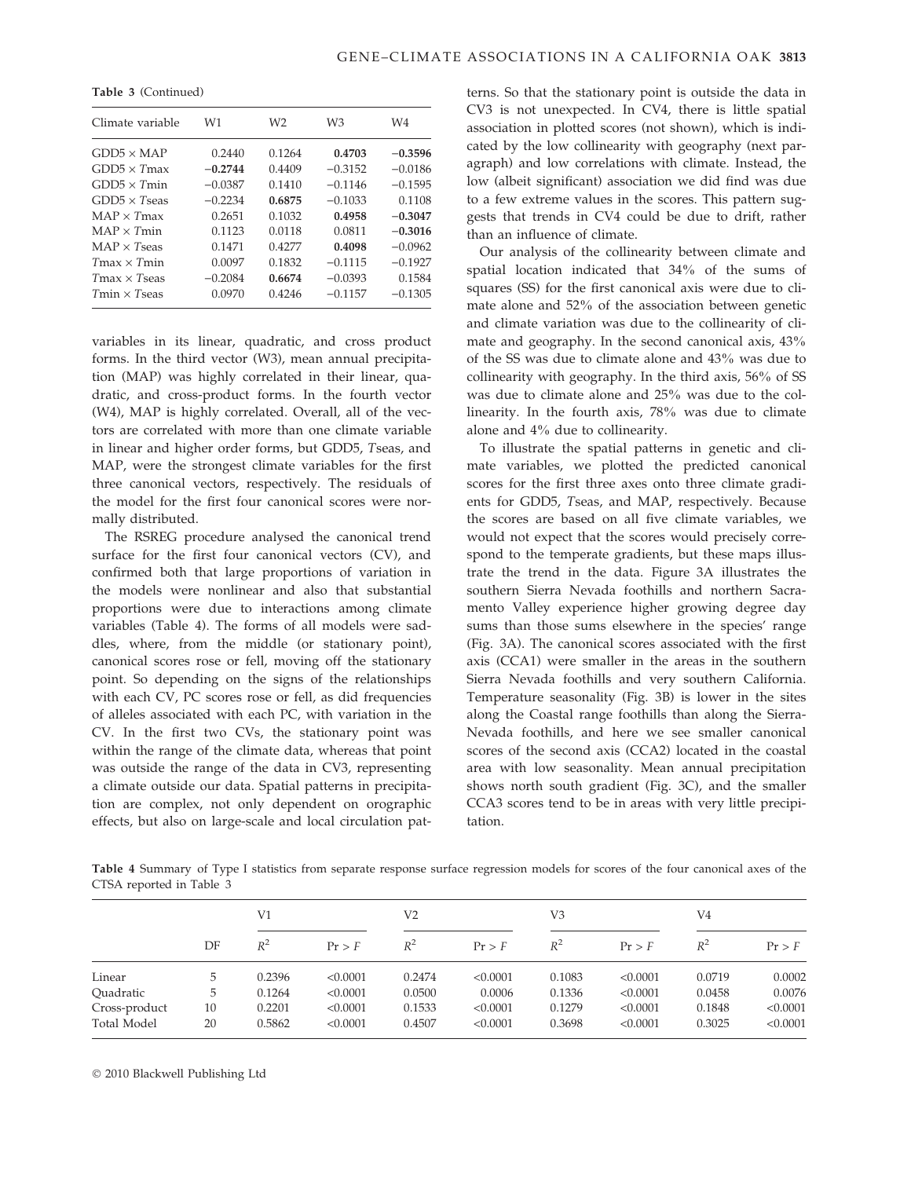**Table 3** (Continued)

| Climate variable | W1 | W2 | W3 | W4 |
|---|---|---|---|---|
| GDD5 × MAP | 0.2440 | 0.1264 | **0.4703** | **−0.3596** |
| GDD5 × *T*max | **−0.2744** | 0.4409 | −0.3152 | −0.0186 |
| GDD5 × *T*min | −0.0387 | 0.1410 | −0.1146 | −0.1595 |
| GDD5 × *T*seas | −0.2234 | **0.6875** | −0.1033 | 0.1108 |
| MAP × *T*max | 0.2651 | 0.1032 | **0.4958** | **−0.3047** |
| MAP × *T*min | 0.1123 | 0.0118 | 0.0811 | **−0.3016** |
| MAP × *T*seas | 0.1471 | 0.4277 | **0.4098** | −0.0962 |
| *T*max × *T*min | 0.0097 | 0.1832 | −0.1115 | −0.1927 |
| *T*max × *T*seas | −0.2084 | **0.6674** | −0.0393 | 0.1584 |
| *T*min × *T*seas | 0.0970 | 0.4246 | −0.1157 | −0.1305 |

variables in its linear, quadratic, and cross product forms. In the third vector (W3), mean annual precipitation (MAP) was highly correlated in their linear, quadratic, and cross-product forms. In the fourth vector (W4), MAP is highly correlated. Overall, all of the vectors are correlated with more than one climate variable in linear and higher order forms, but GDD5, *T*seas, and MAP, were the strongest climate variables for the first three canonical vectors, respectively. The residuals of the model for the first four canonical scores were normally distributed.

The RSREG procedure analysed the canonical trend surface for the first four canonical vectors (CV), and confirmed both that large proportions of variation in the models were nonlinear and also that substantial proportions were due to interactions among climate variables (Table 4). The forms of all models were saddles, where, from the middle (or stationary point), canonical scores rose or fell, moving off the stationary point. So depending on the signs of the relationships with each CV, PC scores rose or fell, as did frequencies of alleles associated with each PC, with variation in the CV. In the first two CVs, the stationary point was within the range of the climate data, whereas that point was outside the range of the data in CV3, representing a climate outside our data. Spatial patterns in precipitation are complex, not only dependent on orographic effects, but also on large-scale and local circulation patterns. So that the stationary point is outside the data in CV3 is not unexpected. In CV4, there is little spatial association in plotted scores (not shown), which is indicated by the low collinearity with geography (next paragraph) and low correlations with climate. Instead, the low (albeit significant) association we did find was due to a few extreme values in the scores. This pattern suggests that trends in CV4 could be due to drift, rather than an influence of climate.

Our analysis of the collinearity between climate and spatial location indicated that 34% of the sums of squares (SS) for the first canonical axis were due to climate alone and 52% of the association between genetic and climate variation was due to the collinearity of climate and geography. In the second canonical axis, 43% of the SS was due to climate alone and 43% was due to collinearity with geography. In the third axis, 56% of SS was due to climate alone and 25% was due to the collinearity. In the fourth axis, 78% was due to climate alone and 4% due to collinearity.

To illustrate the spatial patterns in genetic and climate variables, we plotted the predicted canonical scores for the first three axes onto three climate gradients for GDD5, *T*seas, and MAP, respectively. Because the scores are based on all five climate variables, we would not expect that the scores would precisely correspond to the temperate gradients, but these maps illustrate the trend in the data. Figure 3A illustrates the southern Sierra Nevada foothills and northern Sacramento Valley experience higher growing degree day sums than those sums elsewhere in the species' range (Fig. 3A). The canonical scores associated with the first axis (CCA1) were smaller in the areas in the southern Sierra Nevada foothills and very southern California. Temperature seasonality (Fig. 3B) is lower in the sites along the Coastal range foothills than along the Sierra-Nevada foothills, and here we see smaller canonical scores of the second axis (CCA2) located in the coastal area with low seasonality. Mean annual precipitation shows north south gradient (Fig. 3C), and the smaller CCA3 scores tend to be in areas with very little precipitation.

**Table 4** Summary of Type I statistics from separate response surface regression models for scores of the four canonical axes of the CTSA reported in Table 3

| | | V1 | | V2 | | V3 | | V4 | |
|---|---|---|---|---|---|---|---|---|---|
| | DF | $R^2$ | Pr > *F* | $R^2$ | Pr > *F* | $R^2$ | Pr > *F* | $R^2$ | Pr > *F* |
| Linear | 5 | 0.2396 | <0.0001 | 0.2474 | <0.0001 | 0.1083 | <0.0001 | 0.0719 | 0.0002 |
| Quadratic | 5 | 0.1264 | <0.0001 | 0.0500 | 0.0006 | 0.1336 | <0.0001 | 0.0458 | 0.0076 |
| Cross-product | 10 | 0.2201 | <0.0001 | 0.1533 | <0.0001 | 0.1279 | <0.0001 | 0.1848 | <0.0001 |
| Total Model | 20 | 0.5862 | <0.0001 | 0.4507 | <0.0001 | 0.3698 | <0.0001 | 0.3025 | <0.0001 |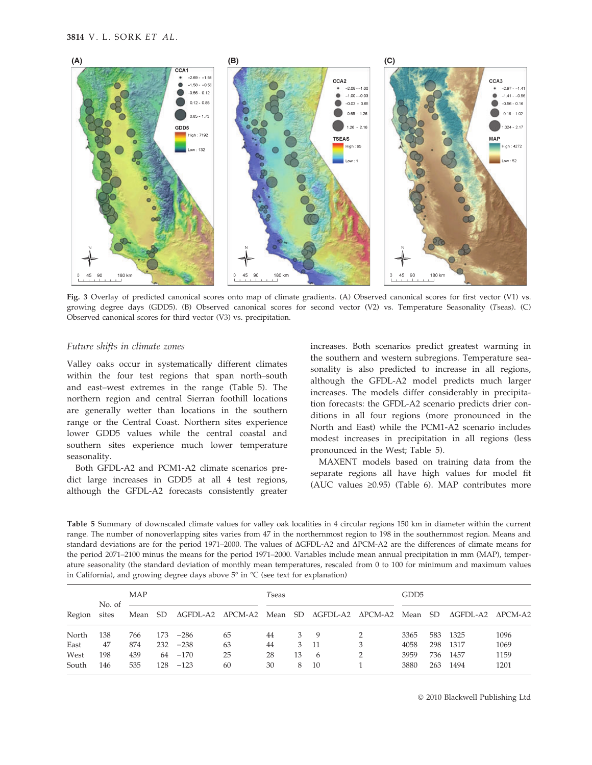Fig. 3 Overlay of predicted canonical scores onto map of climate gradients. (A) Observed canonical scores for first vector (V1) vs. growing degree days (GDD5). (B) Observed canonical scores for second vector (V2) vs. Temperature Seasonality (*T*seas). (C) Observed canonical scores for third vector (V3) vs. precipitation.

*Future shifts in climate zones*

Valley oaks occur in systematically different climates within the four test regions that span north–south and east–west extremes in the range (Table 5). The northern region and central Sierran foothill locations are generally wetter than locations in the southern range or the Central Coast. Northern sites experience lower GDD5 values while the central coastal and southern sites experience much lower temperature seasonality.

Both GFDL-A2 and PCM1-A2 climate scenarios predict large increases in GDD5 at all 4 test regions, although the GFDL-A2 forecasts consistently greater increases. Both scenarios predict greatest warming in the southern and western subregions. Temperature seasonality is also predicted to increase in all regions, although the GFDL-A2 model predicts much larger increases. The models differ considerably in precipitation forecasts: the GFDL-A2 scenario predicts drier conditions in all four regions (more pronounced in the North and East) while the PCM1-A2 scenario includes modest increases in precipitation in all regions (less pronounced in the West; Table 5).

MAXENT models based on training data from the separate regions all have high values for model fit (AUC values ≥0.95) (Table 6). MAP contributes more

Table 5 Summary of downscaled climate values for valley oak localities in 4 circular regions 150 km in diameter within the current range. The number of nonoverlapping sites varies from 47 in the northernmost region to 198 in the southernmost region. Means and standard deviations are for the period 1971–2000. The values of ΔGFDL-A2 and ΔPCM-A2 are the differences of climate means for the period 2071–2100 minus the means for the period 1971–2000. Variables include mean annual precipitation in mm (MAP), temperature seasonality (the standard deviation of monthly mean temperatures, rescaled from 0 to 100 for minimum and maximum values in California), and growing degree days above 5° in °C (see text for explanation)

| Region | No. of sites | MAP | | | | *T*seas | | | | GDD5 | | | |
|---|---|---|---|---|---|---|---|---|---|---|---|---|---|
| | | Mean | SD | ΔGFDL-A2 | ΔPCM-A2 | Mean | SD | ΔGFDL-A2 | ΔPCM-A2 | Mean | SD | ΔGFDL-A2 | ΔPCM-A2 |
| North | 138 | 766 | 173 | −286 | 65 | 44 | 3 | 9 | 2 | 3365 | 583 | 1325 | 1096 |
| East | 47 | 874 | 232 | −238 | 63 | 44 | 3 | 11 | 3 | 4058 | 298 | 1317 | 1069 |
| West | 198 | 439 | 64 | −170 | 25 | 28 | 13 | 6 | 2 | 3959 | 736 | 1457 | 1159 |
| South | 146 | 535 | 128 | −123 | 60 | 30 | 8 | 10 | 1 | 3880 | 263 | 1494 | 1201 |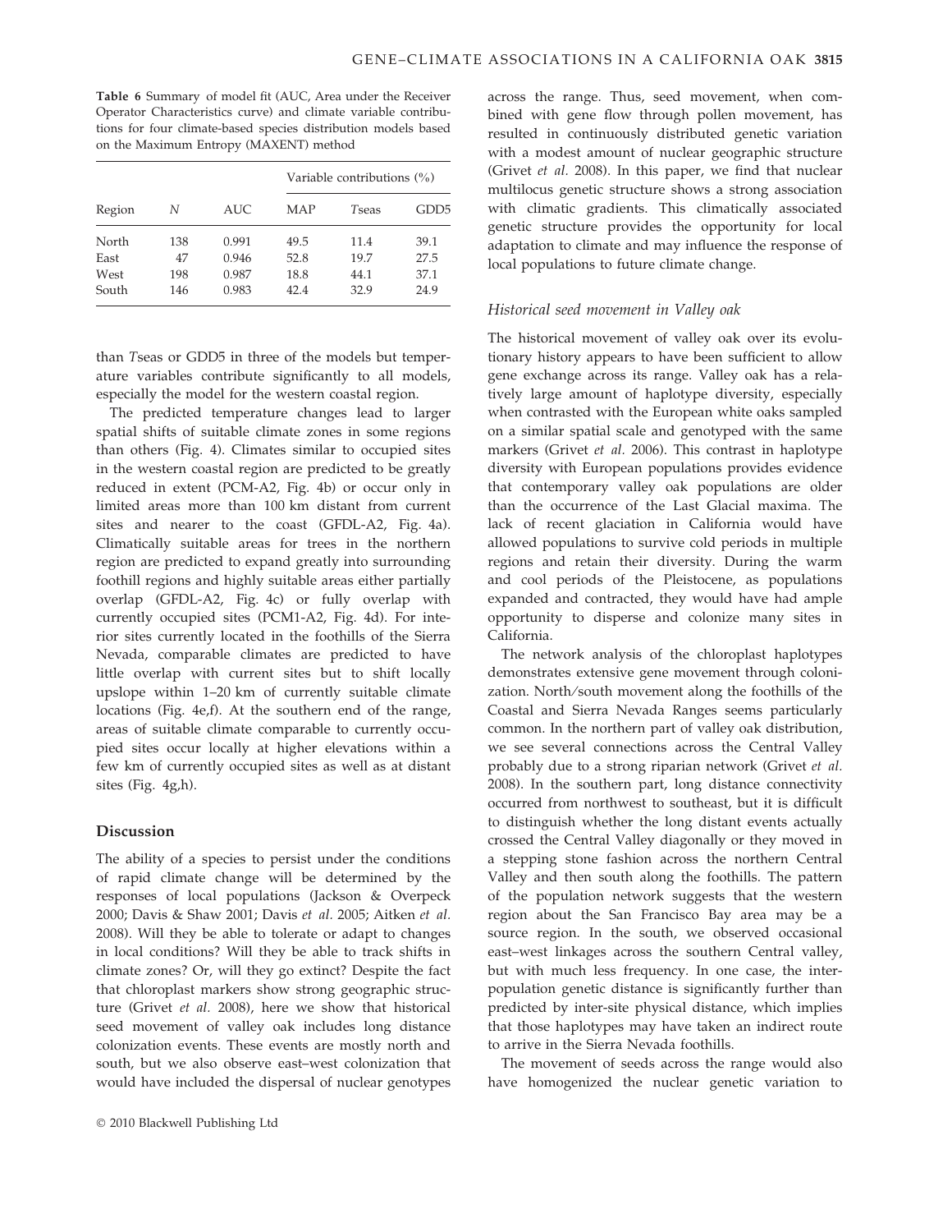**Table 6** Summary of model fit (AUC, Area under the Receiver Operator Characteristics curve) and climate variable contributions for four climate-based species distribution models based on the Maximum Entropy (MAXENT) method

| Region | *N* | AUC | Variable contributions (%) | | |
|---|---|---|---|---|---|
| | | | MAP | *T*seas | GDD5 |
| North | 138 | 0.991 | 49.5 | 11.4 | 39.1 |
| East | 47 | 0.946 | 52.8 | 19.7 | 27.5 |
| West | 198 | 0.987 | 18.8 | 44.1 | 37.1 |
| South | 146 | 0.983 | 42.4 | 32.9 | 24.9 |

than *T*seas or GDD5 in three of the models but temperature variables contribute significantly to all models, especially the model for the western coastal region.

The predicted temperature changes lead to larger spatial shifts of suitable climate zones in some regions than others (Fig. 4). Climates similar to occupied sites in the western coastal region are predicted to be greatly reduced in extent (PCM-A2, Fig. 4b) or occur only in limited areas more than 100 km distant from current sites and nearer to the coast (GFDL-A2, Fig. 4a). Climatically suitable areas for trees in the northern region are predicted to expand greatly into surrounding foothill regions and highly suitable areas either partially overlap (GFDL-A2, Fig. 4c) or fully overlap with currently occupied sites (PCM1-A2, Fig. 4d). For interior sites currently located in the foothills of the Sierra Nevada, comparable climates are predicted to have little overlap with current sites but to shift locally upslope within 1–20 km of currently suitable climate locations (Fig. 4e,f). At the southern end of the range, areas of suitable climate comparable to currently occupied sites occur locally at higher elevations within a few km of currently occupied sites as well as at distant sites (Fig. 4g,h).

## Discussion

The ability of a species to persist under the conditions of rapid climate change will be determined by the responses of local populations (Jackson & Overpeck 2000; Davis & Shaw 2001; Davis *et al.* 2005; Aitken *et al.* 2008). Will they be able to tolerate or adapt to changes in local conditions? Will they be able to track shifts in climate zones? Or, will they go extinct? Despite the fact that chloroplast markers show strong geographic structure (Grivet *et al.* 2008), here we show that historical seed movement of valley oak includes long distance colonization events. These events are mostly north and south, but we also observe east–west colonization that would have included the dispersal of nuclear genotypes across the range. Thus, seed movement, when combined with gene flow through pollen movement, has resulted in continuously distributed genetic variation with a modest amount of nuclear geographic structure (Grivet *et al.* 2008). In this paper, we find that nuclear multilocus genetic structure shows a strong association with climatic gradients. This climatically associated genetic structure provides the opportunity for local adaptation to climate and may influence the response of local populations to future climate change.

### Historical seed movement in Valley oak

The historical movement of valley oak over its evolutionary history appears to have been sufficient to allow gene exchange across its range. Valley oak has a relatively large amount of haplotype diversity, especially when contrasted with the European white oaks sampled on a similar spatial scale and genotyped with the same markers (Grivet *et al.* 2006). This contrast in haplotype diversity with European populations provides evidence that contemporary valley oak populations are older than the occurrence of the Last Glacial maxima. The lack of recent glaciation in California would have allowed populations to survive cold periods in multiple regions and retain their diversity. During the warm and cool periods of the Pleistocene, as populations expanded and contracted, they would have had ample opportunity to disperse and colonize many sites in California.

The network analysis of the chloroplast haplotypes demonstrates extensive gene movement through colonization. North/south movement along the foothills of the Coastal and Sierra Nevada Ranges seems particularly common. In the northern part of valley oak distribution, we see several connections across the Central Valley probably due to a strong riparian network (Grivet *et al.* 2008). In the southern part, long distance connectivity occurred from northwest to southeast, but it is difficult to distinguish whether the long distant events actually crossed the Central Valley diagonally or they moved in a stepping stone fashion across the northern Central Valley and then south along the foothills. The pattern of the population network suggests that the western region about the San Francisco Bay area may be a source region. In the south, we observed occasional east–west linkages across the southern Central valley, but with much less frequency. In one case, the inter-population genetic distance is significantly further than predicted by inter-site physical distance, which implies that those haplotypes may have taken an indirect route to arrive in the Sierra Nevada foothills.

The movement of seeds across the range would also have homogenized the nuclear genetic variation to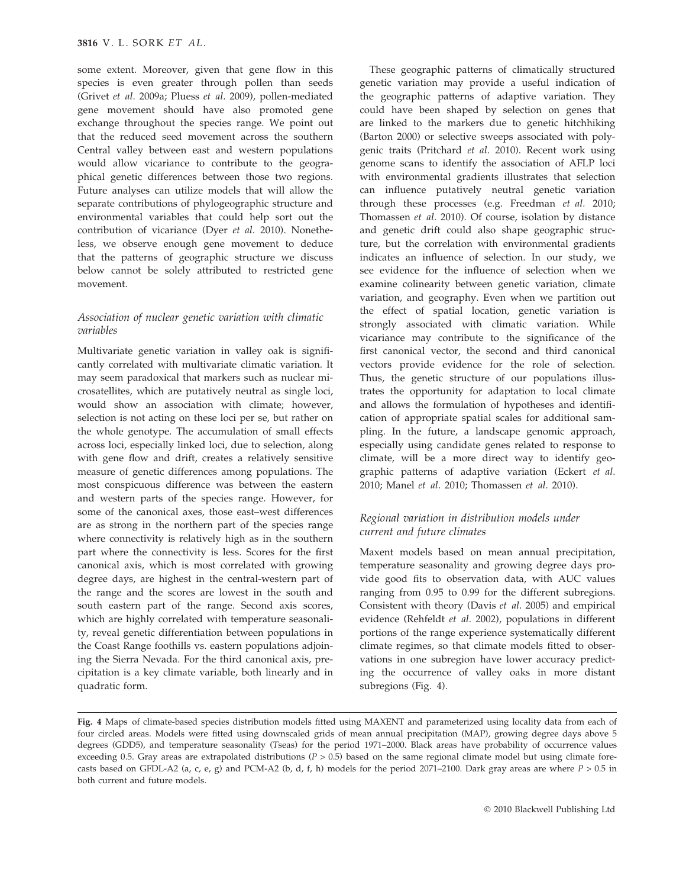some extent. Moreover, given that gene flow in this species is even greater through pollen than seeds (Grivet *et al.* 2009a; Pluess *et al.* 2009), pollen-mediated gene movement should have also promoted gene exchange throughout the species range. We point out that the reduced seed movement across the southern Central valley between east and western populations would allow vicariance to contribute to the geographical genetic differences between those two regions. Future analyses can utilize models that will allow the separate contributions of phylogeographic structure and environmental variables that could help sort out the contribution of vicariance (Dyer *et al.* 2010). Nonetheless, we observe enough gene movement to deduce that the patterns of geographic structure we discuss below cannot be solely attributed to restricted gene movement.

### *Association of nuclear genetic variation with climatic variables*

Multivariate genetic variation in valley oak is significantly correlated with multivariate climatic variation. It may seem paradoxical that markers such as nuclear microsatellites, which are putatively neutral as single loci, would show an association with climate; however, selection is not acting on these loci per se, but rather on the whole genotype. The accumulation of small effects across loci, especially linked loci, due to selection, along with gene flow and drift, creates a relatively sensitive measure of genetic differences among populations. The most conspicuous difference was between the eastern and western parts of the species range. However, for some of the canonical axes, those east–west differences are as strong in the northern part of the species range where connectivity is relatively high as in the southern part where the connectivity is less. Scores for the first canonical axis, which is most correlated with growing degree days, are highest in the central-western part of the range and the scores are lowest in the south and south eastern part of the range. Second axis scores, which are highly correlated with temperature seasonality, reveal genetic differentiation between populations in the Coast Range foothills vs. eastern populations adjoining the Sierra Nevada. For the third canonical axis, precipitation is a key climate variable, both linearly and in quadratic form.

These geographic patterns of climatically structured genetic variation may provide a useful indication of the geographic patterns of adaptive variation. They could have been shaped by selection on genes that are linked to the markers due to genetic hitchhiking (Barton 2000) or selective sweeps associated with polygenic traits (Pritchard *et al.* 2010). Recent work using genome scans to identify the association of AFLP loci with environmental gradients illustrates that selection can influence putatively neutral genetic variation through these processes (e.g. Freedman *et al.* 2010; Thomassen *et al.* 2010). Of course, isolation by distance and genetic drift could also shape geographic structure, but the correlation with environmental gradients indicates an influence of selection. In our study, we see evidence for the influence of selection when we examine colinearity between genetic variation, climate variation, and geography. Even when we partition out the effect of spatial location, genetic variation is strongly associated with climatic variation. While vicariance may contribute to the significance of the first canonical vector, the second and third canonical vectors provide evidence for the role of selection. Thus, the genetic structure of our populations illustrates the opportunity for adaptation to local climate and allows the formulation of hypotheses and identification of appropriate spatial scales for additional sampling. In the future, a landscape genomic approach, especially using candidate genes related to response to climate, will be a more direct way to identify geographic patterns of adaptive variation (Eckert *et al.* 2010; Manel *et al.* 2010; Thomassen *et al.* 2010).

### *Regional variation in distribution models under current and future climates*

Maxent models based on mean annual precipitation, temperature seasonality and growing degree days provide good fits to observation data, with AUC values ranging from 0.95 to 0.99 for the different subregions. Consistent with theory (Davis *et al.* 2005) and empirical evidence (Rehfeldt *et al.* 2002), populations in different portions of the range experience systematically different climate regimes, so that climate models fitted to observations in one subregion have lower accuracy predicting the occurrence of valley oaks in more distant subregions (Fig. 4).

**Fig. 4** Maps of climate-based species distribution models fitted using MAXENT and parameterized using locality data from each of four circled areas. Models were fitted using downscaled grids of mean annual precipitation (MAP), growing degree days above 5 degrees (GDD5), and temperature seasonality (*T*seas) for the period 1971–2000. Black areas have probability of occurrence values exceeding 0.5. Gray areas are extrapolated distributions ($P > 0.5$) based on the same regional climate model but using climate forecasts based on GFDL-A2 (a, c, e, g) and PCM-A2 (b, d, f, h) models for the period 2071–2100. Dark gray areas are where $P > 0.5$ in both current and future models.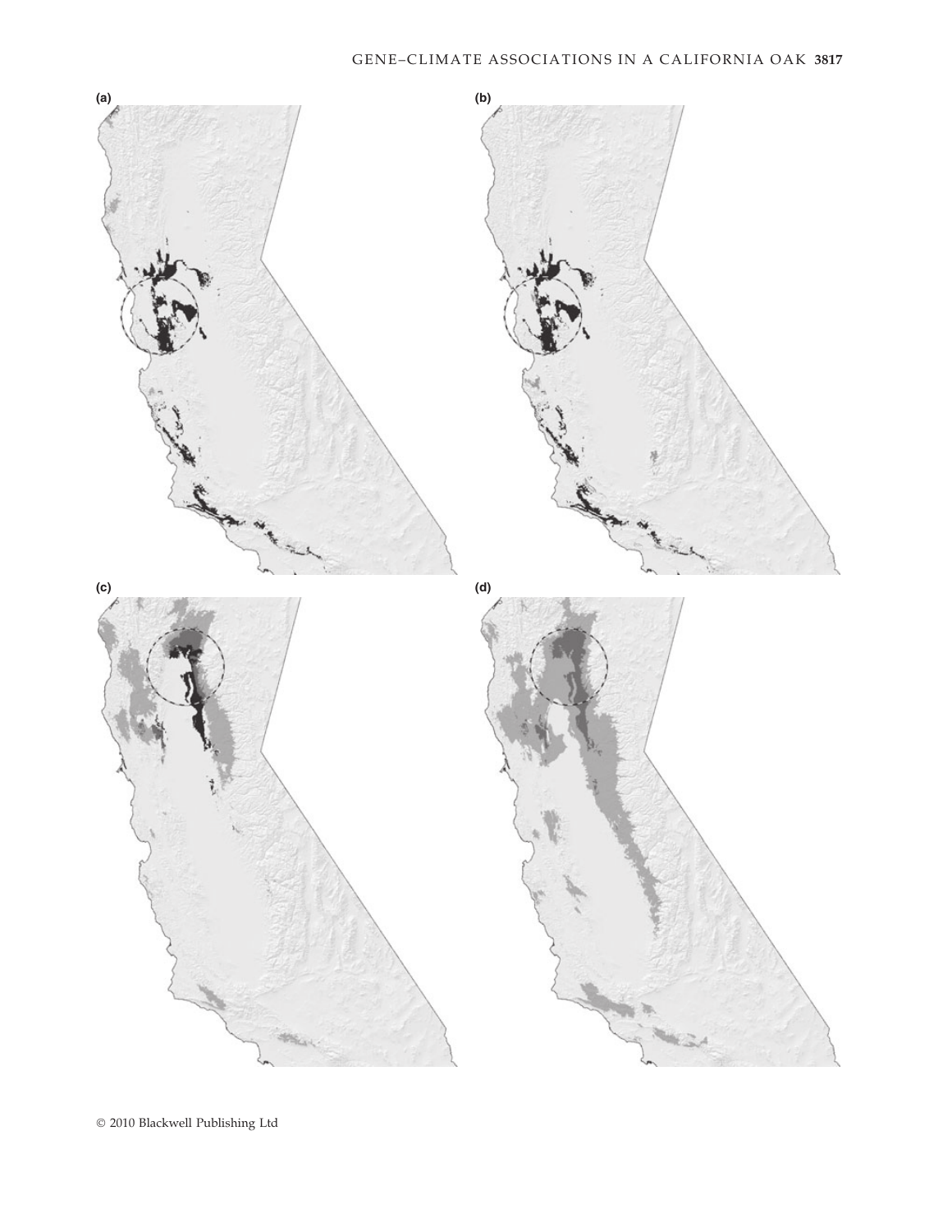(a)

(b)

(c)

(d)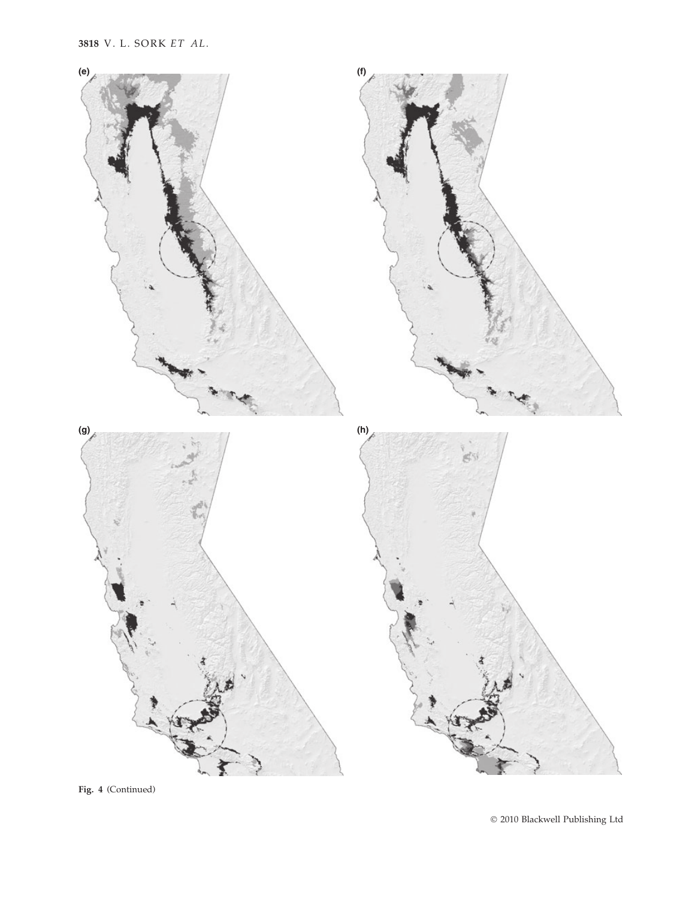(e)

(f)

(g)

(h)

Fig. 4 (Continued)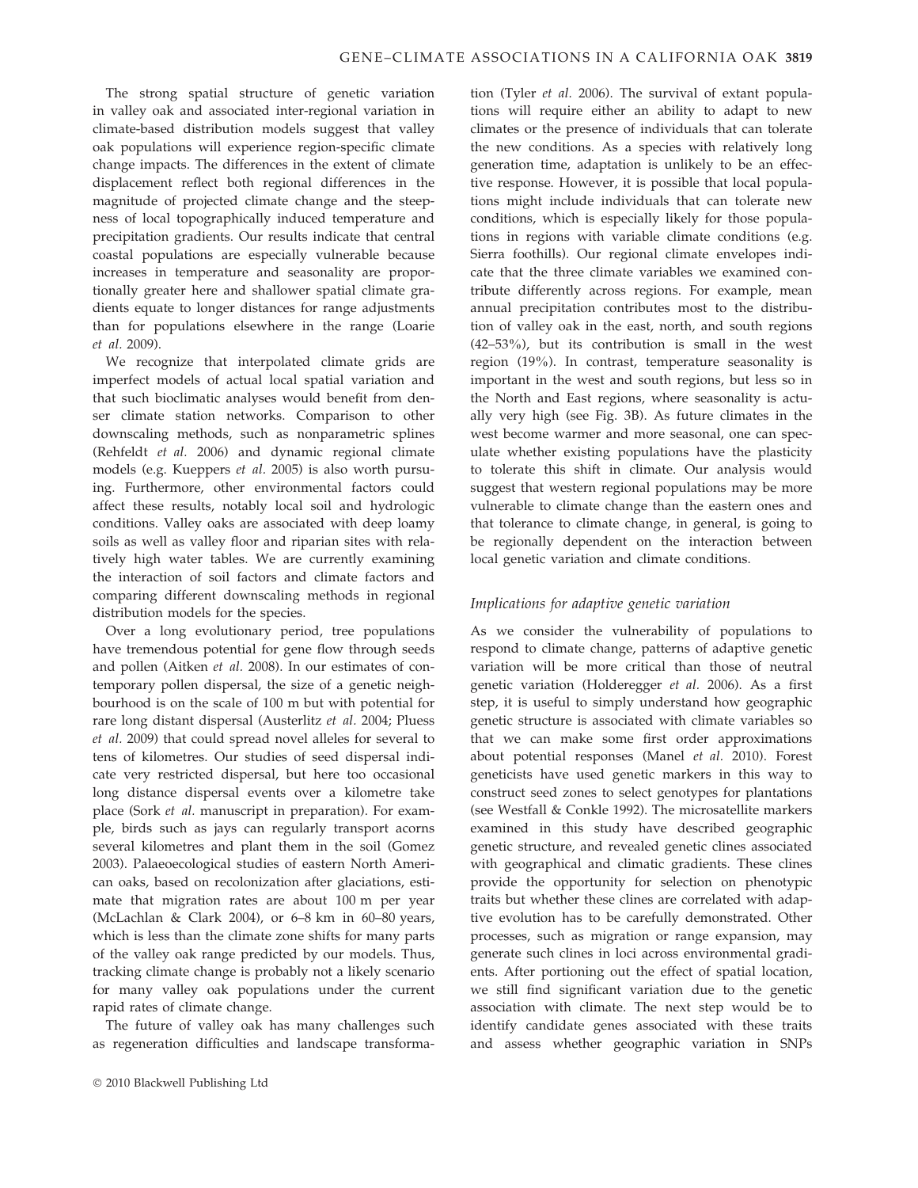The strong spatial structure of genetic variation in valley oak and associated inter-regional variation in climate-based distribution models suggest that valley oak populations will experience region-specific climate change impacts. The differences in the extent of climate displacement reflect both regional differences in the magnitude of projected climate change and the steepness of local topographically induced temperature and precipitation gradients. Our results indicate that central coastal populations are especially vulnerable because increases in temperature and seasonality are proportionally greater here and shallower spatial climate gradients equate to longer distances for range adjustments than for populations elsewhere in the range (Loarie *et al.* 2009).

We recognize that interpolated climate grids are imperfect models of actual local spatial variation and that such bioclimatic analyses would benefit from denser climate station networks. Comparison to other downscaling methods, such as nonparametric splines (Rehfeldt *et al.* 2006) and dynamic regional climate models (e.g. Kueppers *et al.* 2005) is also worth pursuing. Furthermore, other environmental factors could affect these results, notably local soil and hydrologic conditions. Valley oaks are associated with deep loamy soils as well as valley floor and riparian sites with relatively high water tables. We are currently examining the interaction of soil factors and climate factors and comparing different downscaling methods in regional distribution models for the species.

Over a long evolutionary period, tree populations have tremendous potential for gene flow through seeds and pollen (Aitken *et al.* 2008). In our estimates of contemporary pollen dispersal, the size of a genetic neighbourhood is on the scale of 100 m but with potential for rare long distant dispersal (Austerlitz *et al.* 2004; Pluess *et al.* 2009) that could spread novel alleles for several to tens of kilometres. Our studies of seed dispersal indicate very restricted dispersal, but here too occasional long distance dispersal events over a kilometre take place (Sork *et al.* manuscript in preparation). For example, birds such as jays can regularly transport acorns several kilometres and plant them in the soil (Gomez 2003). Palaeoecological studies of eastern North American oaks, based on recolonization after glaciations, estimate that migration rates are about 100 m per year (McLachlan & Clark 2004), or 6–8 km in 60–80 years, which is less than the climate zone shifts for many parts of the valley oak range predicted by our models. Thus, tracking climate change is probably not a likely scenario for many valley oak populations under the current rapid rates of climate change.

The future of valley oak has many challenges such as regeneration difficulties and landscape transformation (Tyler *et al.* 2006). The survival of extant populations will require either an ability to adapt to new climates or the presence of individuals that can tolerate the new conditions. As a species with relatively long generation time, adaptation is unlikely to be an effective response. However, it is possible that local populations might include individuals that can tolerate new conditions, which is especially likely for those populations in regions with variable climate conditions (e.g. Sierra foothills). Our regional climate envelopes indicate that the three climate variables we examined contribute differently across regions. For example, mean annual precipitation contributes most to the distribution of valley oak in the east, north, and south regions (42–53%), but its contribution is small in the west region (19%). In contrast, temperature seasonality is important in the west and south regions, but less so in the North and East regions, where seasonality is actually very high (see Fig. 3B). As future climates in the west become warmer and more seasonal, one can speculate whether existing populations have the plasticity to tolerate this shift in climate. Our analysis would suggest that western regional populations may be more vulnerable to climate change than the eastern ones and that tolerance to climate change, in general, is going to be regionally dependent on the interaction between local genetic variation and climate conditions.

### *Implications for adaptive genetic variation*

As we consider the vulnerability of populations to respond to climate change, patterns of adaptive genetic variation will be more critical than those of neutral genetic variation (Holderegger *et al.* 2006). As a first step, it is useful to simply understand how geographic genetic structure is associated with climate variables so that we can make some first order approximations about potential responses (Manel *et al.* 2010). Forest geneticists have used genetic markers in this way to construct seed zones to select genotypes for plantations (see Westfall & Conkle 1992). The microsatellite markers examined in this study have described geographic genetic structure, and revealed genetic clines associated with geographical and climatic gradients. These clines provide the opportunity for selection on phenotypic traits but whether these clines are correlated with adaptive evolution has to be carefully demonstrated. Other processes, such as migration or range expansion, may generate such clines in loci across environmental gradients. After portioning out the effect of spatial location, we still find significant variation due to the genetic association with climate. The next step would be to identify candidate genes associated with these traits and assess whether geographic variation in SNPs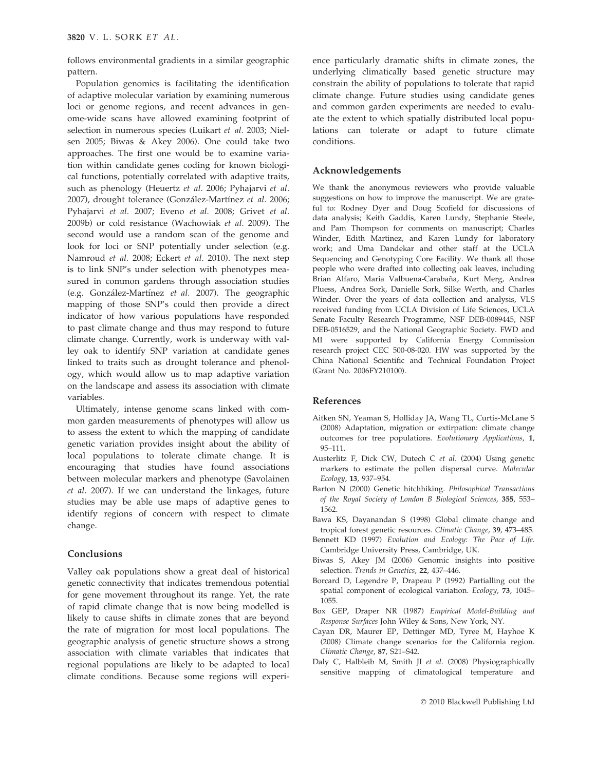follows environmental gradients in a similar geographic pattern.

Population genomics is facilitating the identification of adaptive molecular variation by examining numerous loci or genome regions, and recent advances in genome-wide scans have allowed examining footprint of selection in numerous species (Luikart *et al.* 2003; Nielsen 2005; Biwas & Akey 2006). One could take two approaches. The first one would be to examine variation within candidate genes coding for known biological functions, potentially correlated with adaptive traits, such as phenology (Heuertz *et al.* 2006; Pyhajarvi *et al.* 2007), drought tolerance (González-Martínez *et al.* 2006; Pyhajarvi *et al.* 2007; Eveno *et al.* 2008; Grivet *et al.* 2009b) or cold resistance (Wachowiak *et al.* 2009). The second would use a random scan of the genome and look for loci or SNP potentially under selection (e.g. Namroud *et al.* 2008; Eckert *et al.* 2010). The next step is to link SNP's under selection with phenotypes measured in common gardens through association studies (e.g. González-Martínez *et al.* 2007). The geographic mapping of those SNP's could then provide a direct indicator of how various populations have responded to past climate change and thus may respond to future climate change. Currently, work is underway with valley oak to identify SNP variation at candidate genes linked to traits such as drought tolerance and phenology, which would allow us to map adaptive variation on the landscape and assess its association with climate variables.

Ultimately, intense genome scans linked with common garden measurements of phenotypes will allow us to assess the extent to which the mapping of candidate genetic variation provides insight about the ability of local populations to tolerate climate change. It is encouraging that studies have found associations between molecular markers and phenotype (Savolainen *et al.* 2007). If we can understand the linkages, future studies may be able use maps of adaptive genes to identify regions of concern with respect to climate change.

## Conclusions

Valley oak populations show a great deal of historical genetic connectivity that indicates tremendous potential for gene movement throughout its range. Yet, the rate of rapid climate change that is now being modelled is likely to cause shifts in climate zones that are beyond the rate of migration for most local populations. The geographic analysis of genetic structure shows a strong association with climate variables that indicates that regional populations are likely to be adapted to local climate conditions. Because some regions will experience particularly dramatic shifts in climate zones, the underlying climatically based genetic structure may constrain the ability of populations to tolerate that rapid climate change. Future studies using candidate genes and common garden experiments are needed to evaluate the extent to which spatially distributed local populations can tolerate or adapt to future climate conditions.

## Acknowledgements

We thank the anonymous reviewers who provide valuable suggestions on how to improve the manuscript. We are grateful to: Rodney Dyer and Doug Scofield for discussions of data analysis; Keith Gaddis, Karen Lundy, Stephanie Steele, and Pam Thompson for comments on manuscript; Charles Winder, Edith Martinez, and Karen Lundy for laboratory work; and Uma Dandekar and other staff at the UCLA Sequencing and Genotyping Core Facility. We thank all those people who were drafted into collecting oak leaves, including Brian Alfaro, Maria Valbuena-Carabaña, Kurt Merg, Andrea Pluess, Andrea Sork, Danielle Sork, Silke Werth, and Charles Winder. Over the years of data collection and analysis, VLS received funding from UCLA Division of Life Sciences, UCLA Senate Faculty Research Programme, NSF DEB-0089445, NSF DEB-0516529, and the National Geographic Society. FWD and MI were supported by California Energy Commission research project CEC 500-08-020. HW was supported by the China National Scientific and Technical Foundation Project (Grant No. 2006FY210100).

## References

Aitken SN, Yeaman S, Holliday JA, Wang TL, Curtis-McLane S (2008) Adaptation, migration or extirpation: climate change outcomes for tree populations. *Evolutionary Applications*, **1**, 95–111.

Austerlitz F, Dick CW, Dutech C *et al.* (2004) Using genetic markers to estimate the pollen dispersal curve. *Molecular Ecology*, **13**, 937–954.

Barton N (2000) Genetic hitchhiking. *Philosophical Transactions of the Royal Society of London B Biological Sciences*, **355**, 553–1562.

Bawa KS, Dayanandan S (1998) Global climate change and tropical forest genetic resources. *Climatic Change*, **39**, 473–485.

Bennett KD (1997) *Evolution and Ecology: The Pace of Life*. Cambridge University Press, Cambridge, UK.

Biwas S, Akey JM (2006) Genomic insights into positive selection. *Trends in Genetics*, **22**, 437–446.

Borcard D, Legendre P, Drapeau P (1992) Partialling out the spatial component of ecological variation. *Ecology*, **73**, 1045–1055.

Box GEP, Draper NR (1987) *Empirical Model-Building and Response Surfaces* John Wiley & Sons, New York, NY.

Cayan DR, Maurer EP, Dettinger MD, Tyree M, Hayhoe K (2008) Climate change scenarios for the California region. *Climatic Change*, **87**, S21–S42.

Daly C, Halbleib M, Smith JI *et al.* (2008) Physiographically sensitive mapping of climatological temperature and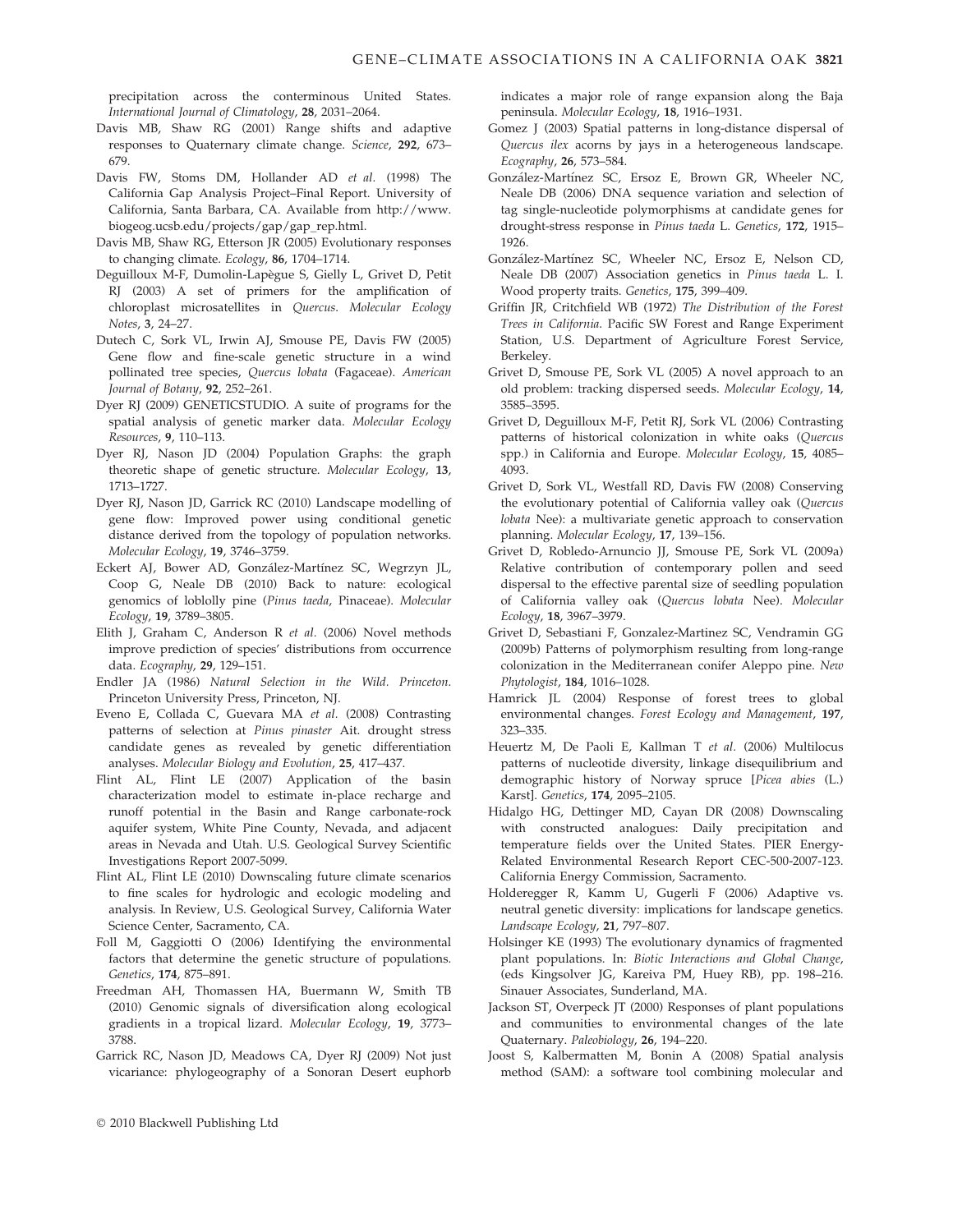precipitation across the conterminous United States. *International Journal of Climatology*, **28**, 2031–2064.

Davis MB, Shaw RG (2001) Range shifts and adaptive responses to Quaternary climate change. *Science*, **292**, 673–679.

Davis FW, Stoms DM, Hollander AD *et al.* (1998) The California Gap Analysis Project–Final Report. University of California, Santa Barbara, CA. Available from http://www.biogeog.ucsb.edu/projects/gap/gap_rep.html.

Davis MB, Shaw RG, Etterson JR (2005) Evolutionary responses to changing climate. *Ecology*, **86**, 1704–1714.

Deguilloux M-F, Dumolin-Lapègue S, Gielly L, Grivet D, Petit RJ (2003) A set of primers for the amplification of chloroplast microsatellites in *Quercus*. *Molecular Ecology Notes*, **3**, 24–27.

Dutech C, Sork VL, Irwin AJ, Smouse PE, Davis FW (2005) Gene flow and fine-scale genetic structure in a wind pollinated tree species, *Quercus lobata* (Fagaceae). *American Journal of Botany*, **92**, 252–261.

Dyer RJ (2009) GENETICSTUDIO. A suite of programs for the spatial analysis of genetic marker data. *Molecular Ecology Resources*, **9**, 110–113.

Dyer RJ, Nason JD (2004) Population Graphs: the graph theoretic shape of genetic structure. *Molecular Ecology*, **13**, 1713–1727.

Dyer RJ, Nason JD, Garrick RC (2010) Landscape modelling of gene flow: Improved power using conditional genetic distance derived from the topology of population networks. *Molecular Ecology*, **19**, 3746–3759.

Eckert AJ, Bower AD, González-Martínez SC, Wegrzyn JL, Coop G, Neale DB (2010) Back to nature: ecological genomics of loblolly pine (*Pinus taeda*, Pinaceae). *Molecular Ecology*, **19**, 3789–3805.

Elith J, Graham C, Anderson R *et al.* (2006) Novel methods improve prediction of species' distributions from occurrence data. *Ecography*, **29**, 129–151.

Endler JA (1986) *Natural Selection in the Wild*. Princeton. Princeton University Press, Princeton, NJ.

Eveno E, Collada C, Guevara MA *et al.* (2008) Contrasting patterns of selection at *Pinus pinaster* Ait. drought stress candidate genes as revealed by genetic differentiation analyses. *Molecular Biology and Evolution*, **25**, 417–437.

Flint AL, Flint LE (2007) Application of the basin characterization model to estimate in-place recharge and runoff potential in the Basin and Range carbonate-rock aquifer system, White Pine County, Nevada, and adjacent areas in Nevada and Utah. U.S. Geological Survey Scientific Investigations Report 2007-5099.

Flint AL, Flint LE (2010) Downscaling future climate scenarios to fine scales for hydrologic and ecologic modeling and analysis. In Review, U.S. Geological Survey, California Water Science Center, Sacramento, CA.

Foll M, Gaggiotti O (2006) Identifying the environmental factors that determine the genetic structure of populations. *Genetics*, **174**, 875–891.

Freedman AH, Thomassen HA, Buermann W, Smith TB (2010) Genomic signals of diversification along ecological gradients in a tropical lizard. *Molecular Ecology*, **19**, 3773–3788.

Garrick RC, Nason JD, Meadows CA, Dyer RJ (2009) Not just vicariance: phylogeography of a Sonoran Desert euphorb indicates a major role of range expansion along the Baja peninsula. *Molecular Ecology*, **18**, 1916–1931.

Gomez J (2003) Spatial patterns in long-distance dispersal of *Quercus ilex* acorns by jays in a heterogeneous landscape. *Ecography*, **26**, 573–584.

González-Martínez SC, Ersoz E, Brown GR, Wheeler NC, Neale DB (2006) DNA sequence variation and selection of tag single-nucleotide polymorphisms at candidate genes for drought-stress response in *Pinus taeda* L. *Genetics*, **172**, 1915–1926.

González-Martínez SC, Wheeler NC, Ersoz E, Nelson CD, Neale DB (2007) Association genetics in *Pinus taeda* L. I. Wood property traits. *Genetics*, **175**, 399–409.

Griffin JR, Critchfield WB (1972) *The Distribution of the Forest Trees in California*. Pacific SW Forest and Range Experiment Station, U.S. Department of Agriculture Forest Service, Berkeley.

Grivet D, Smouse PE, Sork VL (2005) A novel approach to an old problem: tracking dispersed seeds. *Molecular Ecology*, **14**, 3585–3595.

Grivet D, Deguilloux M-F, Petit RJ, Sork VL (2006) Contrasting patterns of historical colonization in white oaks (*Quercus* spp.) in California and Europe. *Molecular Ecology*, **15**, 4085–4093.

Grivet D, Sork VL, Westfall RD, Davis FW (2008) Conserving the evolutionary potential of California valley oak (*Quercus lobata* Nee): a multivariate genetic approach to conservation planning. *Molecular Ecology*, **17**, 139–156.

Grivet D, Robledo-Arnuncio JJ, Smouse PE, Sork VL (2009a) Relative contribution of contemporary pollen and seed dispersal to the effective parental size of seedling population of California valley oak (*Quercus lobata* Nee). *Molecular Ecology*, **18**, 3967–3979.

Grivet D, Sebastiani F, Gonzalez-Martinez SC, Vendramin GG (2009b) Patterns of polymorphism resulting from long-range colonization in the Mediterranean conifer Aleppo pine. *New Phytologist*, **184**, 1016–1028.

Hamrick JL (2004) Response of forest trees to global environmental changes. *Forest Ecology and Management*, **197**, 323–335.

Heuertz M, De Paoli E, Kallman T *et al.* (2006) Multilocus patterns of nucleotide diversity, linkage disequilibrium and demographic history of Norway spruce [*Picea abies* (L.) Karst]. *Genetics*, **174**, 2095–2105.

Hidalgo HG, Dettinger MD, Cayan DR (2008) Downscaling with constructed analogues: Daily precipitation and temperature fields over the United States. PIER Energy-Related Environmental Research Report CEC-500-2007-123. California Energy Commission, Sacramento.

Holderegger R, Kamm U, Gugerli F (2006) Adaptive vs. neutral genetic diversity: implications for landscape genetics. *Landscape Ecology*, **21**, 797–807.

Holsinger KE (1993) The evolutionary dynamics of fragmented plant populations. In: *Biotic Interactions and Global Change*, (eds Kingsolver JG, Kareiva PM, Huey RB), pp. 198–216. Sinauer Associates, Sunderland, MA.

Jackson ST, Overpeck JT (2000) Responses of plant populations and communities to environmental changes of the late Quaternary. *Paleobiology*, **26**, 194–220.

Joost S, Kalbermatten M, Bonin A (2008) Spatial analysis method (SAM): a software tool combining molecular and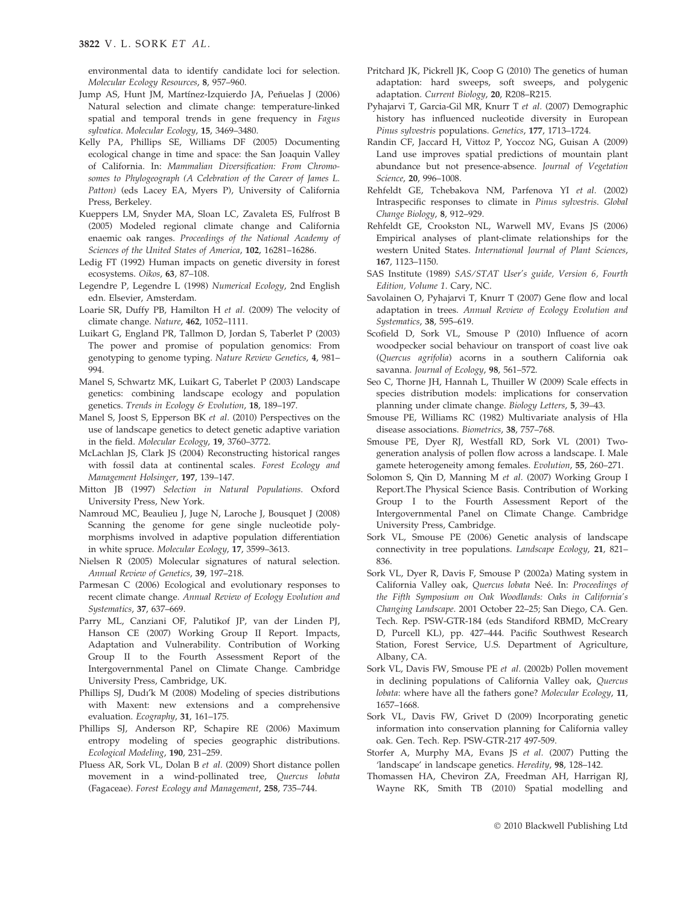environmental data to identify candidate loci for selection. *Molecular Ecology Resources*, **8**, 957–960.

Jump AS, Hunt JM, Martínez-Izquierdo JA, Peñuelas J (2006) Natural selection and climate change: temperature-linked spatial and temporal trends in gene frequency in *Fagus sylvatica*. *Molecular Ecology*, **15**, 3469–3480.

Kelly PA, Phillips SE, Williams DF (2005) Documenting ecological change in time and space: the San Joaquin Valley of California. In: *Mammalian Diversification: From Chromosomes to Phylogeograph (A Celebration of the Career of James L. Patton)* (eds Lacey EA, Myers P), University of California Press, Berkeley.

Kueppers LM, Snyder MA, Sloan LC, Zavaleta ES, Fulfrost B (2005) Modeled regional climate change and California enaemic oak ranges. *Proceedings of the National Academy of Sciences of the United States of America*, **102**, 16281–16286.

Ledig FT (1992) Human impacts on genetic diversity in forest ecosystems. *Oikos*, **63**, 87–108.

Legendre P, Legendre L (1998) *Numerical Ecology*, 2nd English edn. Elsevier, Amsterdam.

Loarie SR, Duffy PB, Hamilton H *et al.* (2009) The velocity of climate change. *Nature*, **462**, 1052–1111.

Luikart G, England PR, Tallmon D, Jordan S, Taberlet P (2003) The power and promise of population genomics: From genotyping to genome typing. *Nature Review Genetics*, **4**, 981–994.

Manel S, Schwartz MK, Luikart G, Taberlet P (2003) Landscape genetics: combining landscape ecology and population genetics. *Trends in Ecology & Evolution*, **18**, 189–197.

Manel S, Joost S, Epperson BK *et al.* (2010) Perspectives on the use of landscape genetics to detect genetic adaptive variation in the field. *Molecular Ecology*, **19**, 3760–3772.

McLachlan JS, Clark JS (2004) Reconstructing historical ranges with fossil data at continental scales. *Forest Ecology and Management Holsinger*, **197**, 139–147.

Mitton JB (1997) *Selection in Natural Populations.* Oxford University Press, New York.

Namroud MC, Beaulieu J, Juge N, Laroche J, Bousquet J (2008) Scanning the genome for gene single nucleotide polymorphisms involved in adaptive population differentiation in white spruce. *Molecular Ecology*, **17**, 3599–3613.

Nielsen R (2005) Molecular signatures of natural selection. *Annual Review of Genetics*, **39**, 197–218.

Parmesan C (2006) Ecological and evolutionary responses to recent climate change. *Annual Review of Ecology Evolution and Systematics*, **37**, 637–669.

Parry ML, Canziani OF, Palutikof JP, van der Linden PJ, Hanson CE (2007) Working Group II Report. Impacts, Adaptation and Vulnerability. Contribution of Working Group II to the Fourth Assessment Report of the Intergovernmental Panel on Climate Change. Cambridge University Press, Cambridge, UK.

Phillips SJ, Dudı'k M (2008) Modeling of species distributions with Maxent: new extensions and a comprehensive evaluation. *Ecography*, **31**, 161–175.

Phillips SJ, Anderson RP, Schapire RE (2006) Maximum entropy modeling of species geographic distributions. *Ecological Modeling*, **190**, 231–259.

Pluess AR, Sork VL, Dolan B *et al.* (2009) Short distance pollen movement in a wind-pollinated tree, *Quercus lobata* (Fagaceae). *Forest Ecology and Management*, **258**, 735–744.

Pritchard JK, Pickrell JK, Coop G (2010) The genetics of human adaptation: hard sweeps, soft sweeps, and polygenic adaptation. *Current Biology*, **20**, R208–R215.

Pyhajarvi T, Garcia-Gil MR, Knurr T *et al.* (2007) Demographic history has influenced nucleotide diversity in European *Pinus sylvestris* populations. *Genetics*, **177**, 1713–1724.

Randin CF, Jaccard H, Vittoz P, Yoccoz NG, Guisan A (2009) Land use improves spatial predictions of mountain plant abundance but not presence-absence. *Journal of Vegetation Science*, **20**, 996–1008.

Rehfeldt GE, Tchebakova NM, Parfenova YI *et al.* (2002) Intraspecific responses to climate in *Pinus sylvestris*. *Global Change Biology*, **8**, 912–929.

Rehfeldt GE, Crookston NL, Warwell MV, Evans JS (2006) Empirical analyses of plant-climate relationships for the western United States. *International Journal of Plant Sciences*, **167**, 1123–1150.

SAS Institute (1989) *SAS/STAT User's guide, Version 6, Fourth Edition, Volume 1*. Cary, NC.

Savolainen O, Pyhajarvi T, Knurr T (2007) Gene flow and local adaptation in trees. *Annual Review of Ecology Evolution and Systematics*, **38**, 595–619.

Scofield D, Sork VL, Smouse P (2010) Influence of acorn woodpecker social behaviour on transport of coast live oak (*Quercus agrifolia*) acorns in a southern California oak savanna. *Journal of Ecology*, **98**, 561–572.

Seo C, Thorne JH, Hannah L, Thuiller W (2009) Scale effects in species distribution models: implications for conservation planning under climate change. *Biology Letters*, **5**, 39–43.

Smouse PE, Williams RC (1982) Multivariate analysis of Hla disease associations. *Biometrics*, **38**, 757–768.

Smouse PE, Dyer RJ, Westfall RD, Sork VL (2001) Two-generation analysis of pollen flow across a landscape. I. Male gamete heterogeneity among females. *Evolution*, **55**, 260–271.

Solomon S, Qin D, Manning M *et al.* (2007) Working Group I Report.The Physical Science Basis. Contribution of Working Group I to the Fourth Assessment Report of the Intergovernmental Panel on Climate Change. Cambridge University Press, Cambridge.

Sork VL, Smouse PE (2006) Genetic analysis of landscape connectivity in tree populations. *Landscape Ecology*, **21**, 821–836.

Sork VL, Dyer R, Davis F, Smouse P (2002a) Mating system in California Valley oak, *Quercus lobata* Neé. In: *Proceedings of the Fifth Symposium on Oak Woodlands: Oaks in California's Changing Landscape.* 2001 October 22–25; San Diego, CA. Gen. Tech. Rep. PSW-GTR-184 (eds Standiford RBMD, McCreary D, Purcell KL), pp. 427–444. Pacific Southwest Research Station, Forest Service, U.S. Department of Agriculture, Albany, CA.

Sork VL, Davis FW, Smouse PE *et al.* (2002b) Pollen movement in declining populations of California Valley oak, *Quercus lobata*: where have all the fathers gone? *Molecular Ecology*, **11**, 1657–1668.

Sork VL, Davis FW, Grivet D (2009) Incorporating genetic information into conservation planning for California valley oak. Gen. Tech. Rep. PSW-GTR-217 497-509.

Storfer A, Murphy MA, Evans JS *et al.* (2007) Putting the 'landscape' in landscape genetics. *Heredity*, **98**, 128–142.

Thomassen HA, Cheviron ZA, Freedman AH, Harrigan RJ, Wayne RK, Smith TB (2010) Spatial modelling and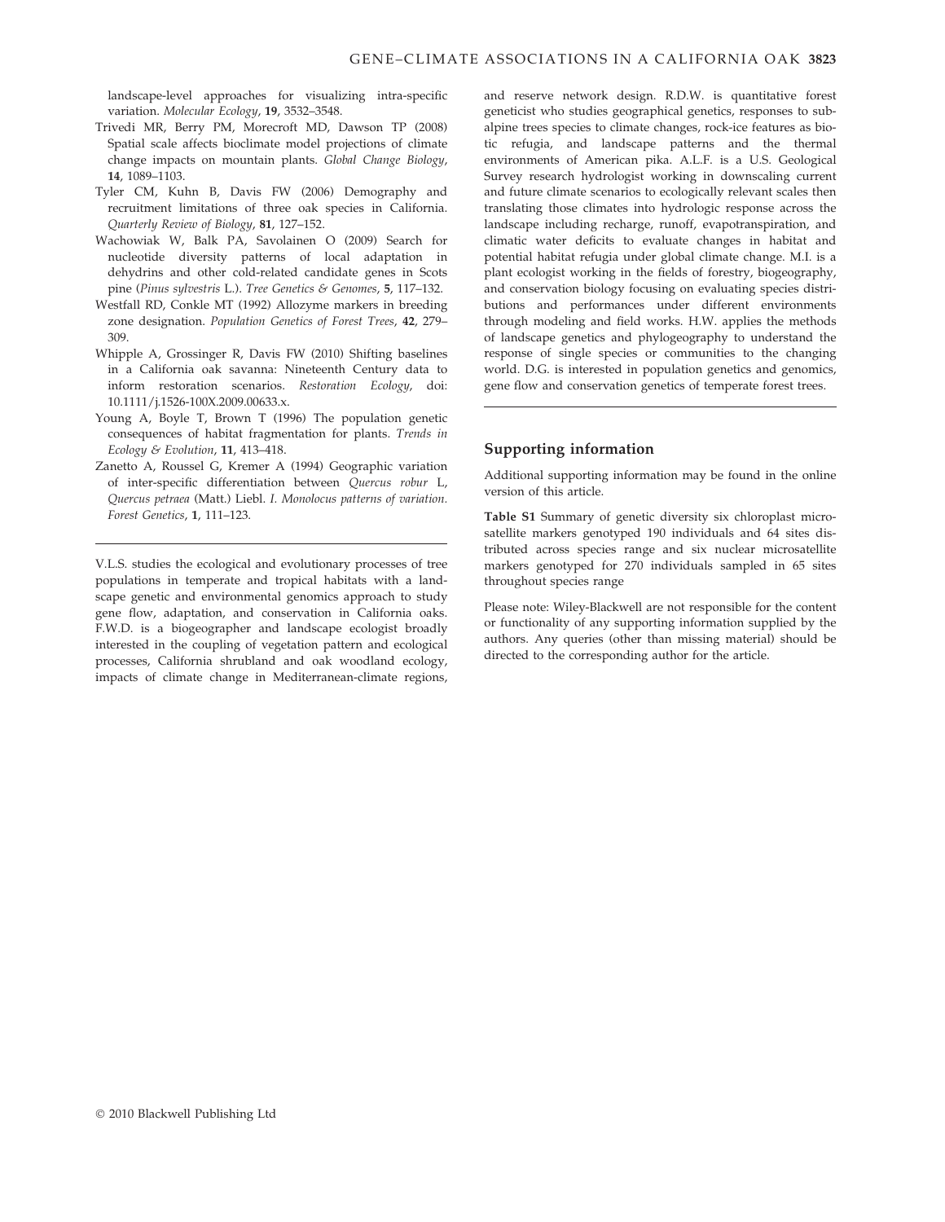landscape-level approaches for visualizing intra-specific variation. *Molecular Ecology*, **19**, 3532–3548.

Trivedi MR, Berry PM, Morecroft MD, Dawson TP (2008) Spatial scale affects bioclimate model projections of climate change impacts on mountain plants. *Global Change Biology*, **14**, 1089–1103.

Tyler CM, Kuhn B, Davis FW (2006) Demography and recruitment limitations of three oak species in California. *Quarterly Review of Biology*, **81**, 127–152.

Wachowiak W, Balk PA, Savolainen O (2009) Search for nucleotide diversity patterns of local adaptation in dehydrins and other cold-related candidate genes in Scots pine (*Pinus sylvestris* L.). *Tree Genetics & Genomes*, **5**, 117–132.

Westfall RD, Conkle MT (1992) Allozyme markers in breeding zone designation. *Population Genetics of Forest Trees*, **42**, 279–309.

Whipple A, Grossinger R, Davis FW (2010) Shifting baselines in a California oak savanna: Nineteenth Century data to inform restoration scenarios. *Restoration Ecology*, doi: 10.1111/j.1526-100X.2009.00633.x.

Young A, Boyle T, Brown T (1996) The population genetic consequences of habitat fragmentation for plants. *Trends in Ecology & Evolution*, **11**, 413–418.

Zanetto A, Roussel G, Kremer A (1994) Geographic variation of inter-specific differentiation between *Quercus robur* L, *Quercus petraea* (Matt.) Liebl. *I. Monolocus patterns of variation. Forest Genetics*, **1**, 111–123.

---

V.L.S. studies the ecological and evolutionary processes of tree populations in temperate and tropical habitats with a landscape genetic and environmental genomics approach to study gene flow, adaptation, and conservation in California oaks. F.W.D. is a biogeographer and landscape ecologist broadly interested in the coupling of vegetation pattern and ecological processes, California shrubland and oak woodland ecology, impacts of climate change in Mediterranean-climate regions, and reserve network design. R.D.W. is quantitative forest geneticist who studies geographical genetics, responses to subalpine trees species to climate changes, rock-ice features as biotic refugia, and landscape patterns and the thermal environments of American pika. A.L.F. is a U.S. Geological Survey research hydrologist working in downscaling current and future climate scenarios to ecologically relevant scales then translating those climates into hydrologic response across the landscape including recharge, runoff, evapotranspiration, and climatic water deficits to evaluate changes in habitat and potential habitat refugia under global climate change. M.I. is a plant ecologist working in the fields of forestry, biogeography, and conservation biology focusing on evaluating species distributions and performances under different environments through modeling and field works. H.W. applies the methods of landscape genetics and phylogeography to understand the response of single species or communities to the changing world. D.G. is interested in population genetics and genomics, gene flow and conservation genetics of temperate forest trees.

---

## Supporting information

Additional supporting information may be found in the online version of this article.

**Table S1** Summary of genetic diversity six chloroplast microsatellite markers genotyped 190 individuals and 64 sites distributed across species range and six nuclear microsatellite markers genotyped for 270 individuals sampled in 65 sites throughout species range

Please note: Wiley-Blackwell are not responsible for the content or functionality of any supporting information supplied by the authors. Any queries (other than missing material) should be directed to the corresponding author for the article.